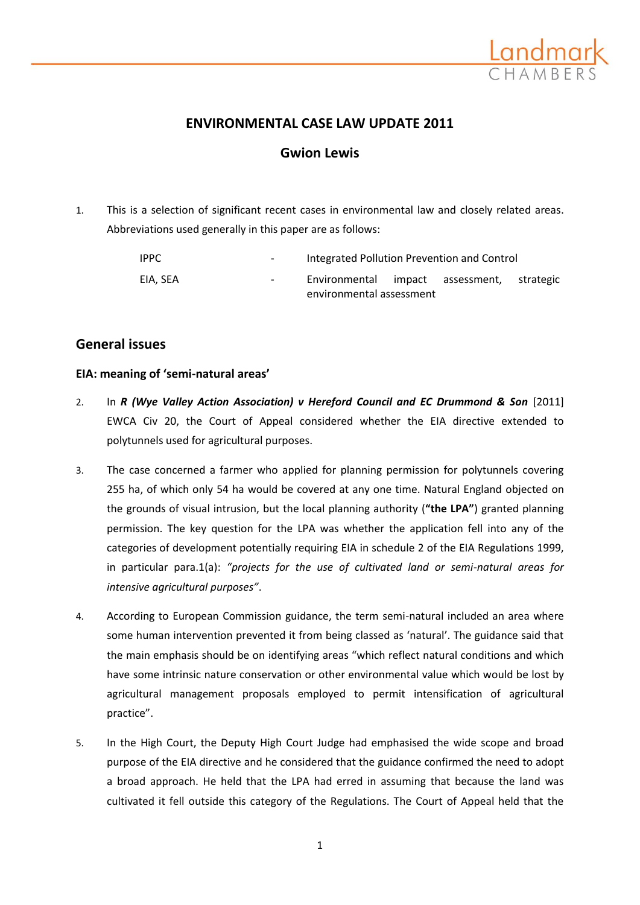# ENVIRONMENTAL CASE LAW UPDATE 2011

## Gwion Lewis

1. This is a selection of significant recent cases in environmental law and closely related areas. Abbreviations used generally in this paper are as follows:

| | | |
|---|---|---|
| IPPC | - | Integrated Pollution Prevention and Control |
| EIA, SEA | - | Environmental impact assessment, strategic environmental assessment |

## General issues

### EIA: meaning of 'semi-natural areas'

2. In ***R (Wye Valley Action Association) v Hereford Council and EC Drummond & Son*** [2011] EWCA Civ 20, the Court of Appeal considered whether the EIA directive extended to polytunnels used for agricultural purposes.

3. The case concerned a farmer who applied for planning permission for polytunnels covering 255 ha, of which only 54 ha would be covered at any one time. Natural England objected on the grounds of visual intrusion, but the local planning authority (**"the LPA"**) granted planning permission. The key question for the LPA was whether the application fell into any of the categories of development potentially requiring EIA in schedule 2 of the EIA Regulations 1999, in particular para.1(a): *"projects for the use of cultivated land or semi-natural areas for intensive agricultural purposes"*.

4. According to European Commission guidance, the term semi-natural included an area where some human intervention prevented it from being classed as 'natural'. The guidance said that the main emphasis should be on identifying areas "which reflect natural conditions and which have some intrinsic nature conservation or other environmental value which would be lost by agricultural management proposals employed to permit intensification of agricultural practice".

5. In the High Court, the Deputy High Court Judge had emphasised the wide scope and broad purpose of the EIA directive and he considered that the guidance confirmed the need to adopt a broad approach. He held that the LPA had erred in assuming that because the land was cultivated it fell outside this category of the Regulations. The Court of Appeal held that the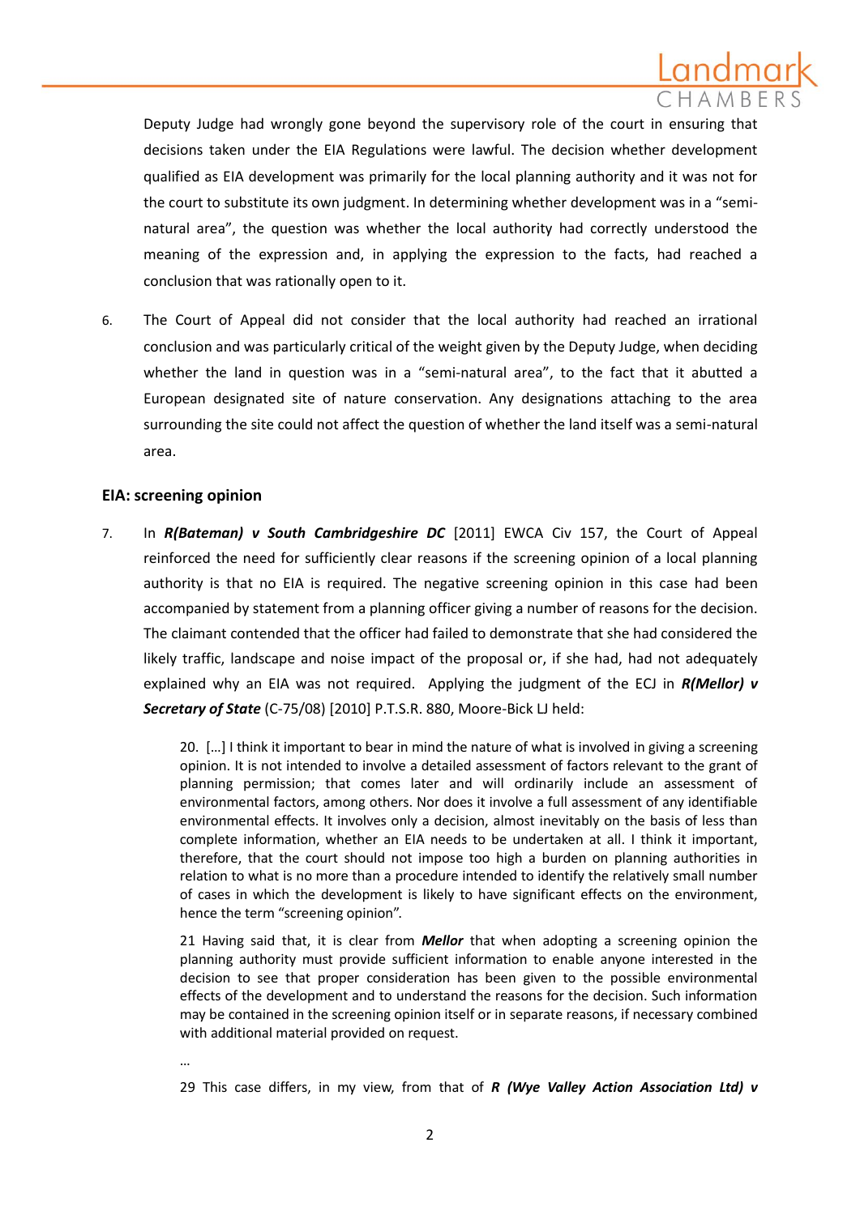Deputy Judge had wrongly gone beyond the supervisory role of the court in ensuring that decisions taken under the EIA Regulations were lawful. The decision whether development qualified as EIA development was primarily for the local planning authority and it was not for the court to substitute its own judgment. In determining whether development was in a "semi-natural area", the question was whether the local authority had correctly understood the meaning of the expression and, in applying the expression to the facts, had reached a conclusion that was rationally open to it.

6. The Court of Appeal did not consider that the local authority had reached an irrational conclusion and was particularly critical of the weight given by the Deputy Judge, when deciding whether the land in question was in a "semi-natural area", to the fact that it abutted a European designated site of nature conservation. Any designations attaching to the area surrounding the site could not affect the question of whether the land itself was a semi-natural area.

## EIA: screening opinion

7. In ***R(Bateman) v South Cambridgeshire DC*** [2011] EWCA Civ 157, the Court of Appeal reinforced the need for sufficiently clear reasons if the screening opinion of a local planning authority is that no EIA is required. The negative screening opinion in this case had been accompanied by statement from a planning officer giving a number of reasons for the decision. The claimant contended that the officer had failed to demonstrate that she had considered the likely traffic, landscape and noise impact of the proposal or, if she had, had not adequately explained why an EIA was not required. Applying the judgment of the ECJ in ***R(Mellor) v Secretary of State*** (C-75/08) [2010] P.T.S.R. 880, Moore-Bick LJ held:

> 20. […] I think it important to bear in mind the nature of what is involved in giving a screening opinion. It is not intended to involve a detailed assessment of factors relevant to the grant of planning permission; that comes later and will ordinarily include an assessment of environmental factors, among others. Nor does it involve a full assessment of any identifiable environmental effects. It involves only a decision, almost inevitably on the basis of less than complete information, whether an EIA needs to be undertaken at all. I think it important, therefore, that the court should not impose too high a burden on planning authorities in relation to what is no more than a procedure intended to identify the relatively small number of cases in which the development is likely to have significant effects on the environment, hence the term "screening opinion".
>
> 21 Having said that, it is clear from ***Mellor*** that when adopting a screening opinion the planning authority must provide sufficient information to enable anyone interested in the decision to see that proper consideration has been given to the possible environmental effects of the development and to understand the reasons for the decision. Such information may be contained in the screening opinion itself or in separate reasons, if necessary combined with additional material provided on request.
>
> …
>
> 29 This case differs, in my view, from that of ***R (Wye Valley Action Association Ltd) v***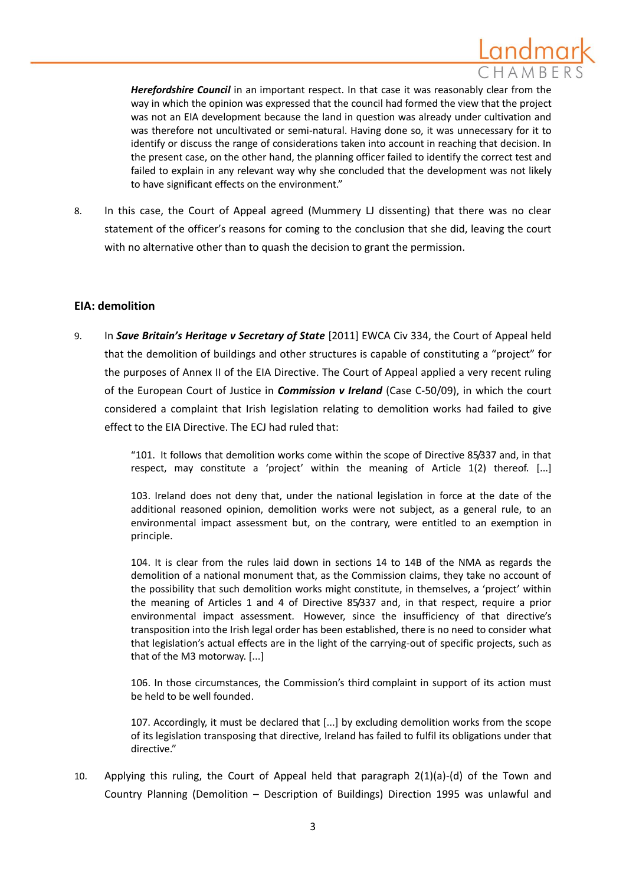***Herefordshire Council*** in an important respect. In that case it was reasonably clear from the way in which the opinion was expressed that the council had formed the view that the project was not an EIA development because the land in question was already under cultivation and was therefore not uncultivated or semi-natural. Having done so, it was unnecessary for it to identify or discuss the range of considerations taken into account in reaching that decision. In the present case, on the other hand, the planning officer failed to identify the correct test and failed to explain in any relevant way why she concluded that the development was not likely to have significant effects on the environment."

8. In this case, the Court of Appeal agreed (Mummery LJ dissenting) that there was no clear statement of the officer's reasons for coming to the conclusion that she did, leaving the court with no alternative other than to quash the decision to grant the permission.

### EIA: demolition

9. In ***Save Britain's Heritage v Secretary of State*** [2011] EWCA Civ 334, the Court of Appeal held that the demolition of buildings and other structures is capable of constituting a "project" for the purposes of Annex II of the EIA Directive. The Court of Appeal applied a very recent ruling of the European Court of Justice in ***Commission v Ireland*** (Case C-50/09), in which the court considered a complaint that Irish legislation relating to demolition works had failed to give effect to the EIA Directive. The ECJ had ruled that:

> "101. It follows that demolition works come within the scope of Directive 85/337 and, in that respect, may constitute a 'project' within the meaning of Article 1(2) thereof. [...]
>
> 103. Ireland does not deny that, under the national legislation in force at the date of the additional reasoned opinion, demolition works were not subject, as a general rule, to an environmental impact assessment but, on the contrary, were entitled to an exemption in principle.
>
> 104. It is clear from the rules laid down in sections 14 to 14B of the NMA as regards the demolition of a national monument that, as the Commission claims, they take no account of the possibility that such demolition works might constitute, in themselves, a 'project' within the meaning of Articles 1 and 4 of Directive 85/337 and, in that respect, require a prior environmental impact assessment. However, since the insufficiency of that directive's transposition into the Irish legal order has been established, there is no need to consider what that legislation's actual effects are in the light of the carrying-out of specific projects, such as that of the M3 motorway. [...]
>
> 106. In those circumstances, the Commission's third complaint in support of its action must be held to be well founded.
>
> 107. Accordingly, it must be declared that [...] by excluding demolition works from the scope of its legislation transposing that directive, Ireland has failed to fulfil its obligations under that directive."

10. Applying this ruling, the Court of Appeal held that paragraph 2(1)(a)-(d) of the Town and Country Planning (Demolition – Description of Buildings) Direction 1995 was unlawful and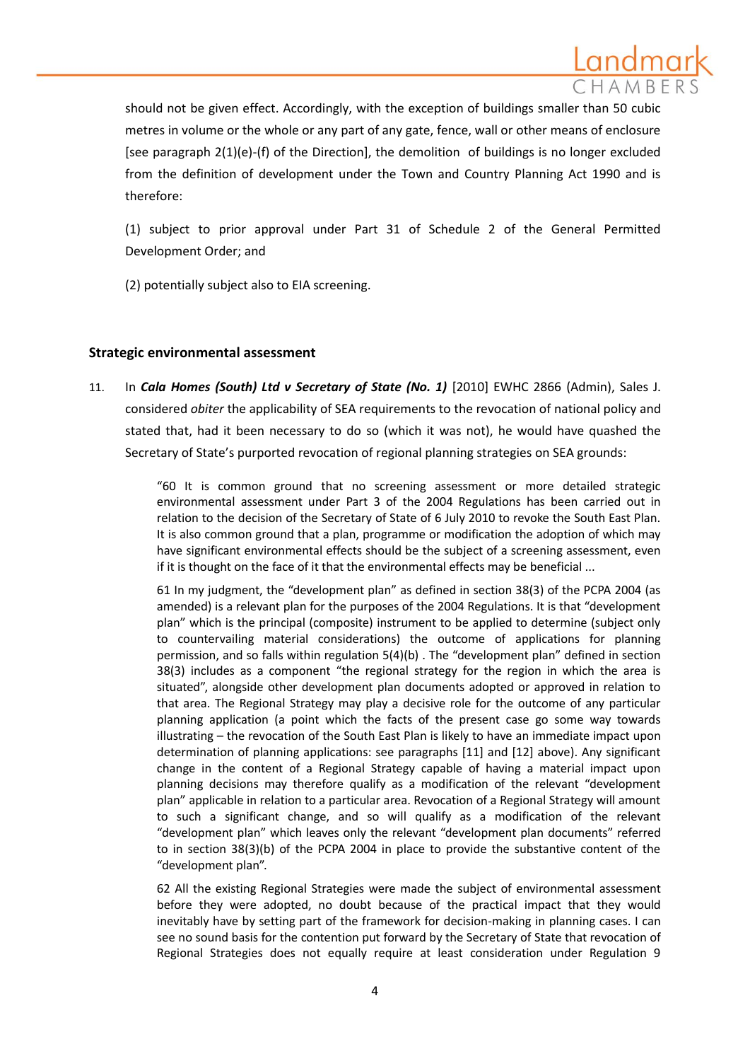should not be given effect. Accordingly, with the exception of buildings smaller than 50 cubic metres in volume or the whole or any part of any gate, fence, wall or other means of enclosure [see paragraph 2(1)(e)-(f) of the Direction], the demolition of buildings is no longer excluded from the definition of development under the Town and Country Planning Act 1990 and is therefore:

(1) subject to prior approval under Part 31 of Schedule 2 of the General Permitted Development Order; and

(2) potentially subject also to EIA screening.

## Strategic environmental assessment

11. In ***Cala Homes (South) Ltd v Secretary of State (No. 1)*** [2010] EWHC 2866 (Admin), Sales J. considered *obiter* the applicability of SEA requirements to the revocation of national policy and stated that, had it been necessary to do so (which it was not), he would have quashed the Secretary of State's purported revocation of regional planning strategies on SEA grounds:

> "60 It is common ground that no screening assessment or more detailed strategic environmental assessment under Part 3 of the 2004 Regulations has been carried out in relation to the decision of the Secretary of State of 6 July 2010 to revoke the South East Plan. It is also common ground that a plan, programme or modification the adoption of which may have significant environmental effects should be the subject of a screening assessment, even if it is thought on the face of it that the environmental effects may be beneficial ...
>
> 61 In my judgment, the "development plan" as defined in section 38(3) of the PCPA 2004 (as amended) is a relevant plan for the purposes of the 2004 Regulations. It is that "development plan" which is the principal (composite) instrument to be applied to determine (subject only to countervailing material considerations) the outcome of applications for planning permission, and so falls within regulation 5(4)(b) . The "development plan" defined in section 38(3) includes as a component "the regional strategy for the region in which the area is situated", alongside other development plan documents adopted or approved in relation to that area. The Regional Strategy may play a decisive role for the outcome of any particular planning application (a point which the facts of the present case go some way towards illustrating – the revocation of the South East Plan is likely to have an immediate impact upon determination of planning applications: see paragraphs [11] and [12] above). Any significant change in the content of a Regional Strategy capable of having a material impact upon planning decisions may therefore qualify as a modification of the relevant "development plan" applicable in relation to a particular area. Revocation of a Regional Strategy will amount to such a significant change, and so will qualify as a modification of the relevant "development plan" which leaves only the relevant "development plan documents" referred to in section 38(3)(b) of the PCPA 2004 in place to provide the substantive content of the "development plan".
>
> 62 All the existing Regional Strategies were made the subject of environmental assessment before they were adopted, no doubt because of the practical impact that they would inevitably have by setting part of the framework for decision-making in planning cases. I can see no sound basis for the contention put forward by the Secretary of State that revocation of Regional Strategies does not equally require at least consideration under Regulation 9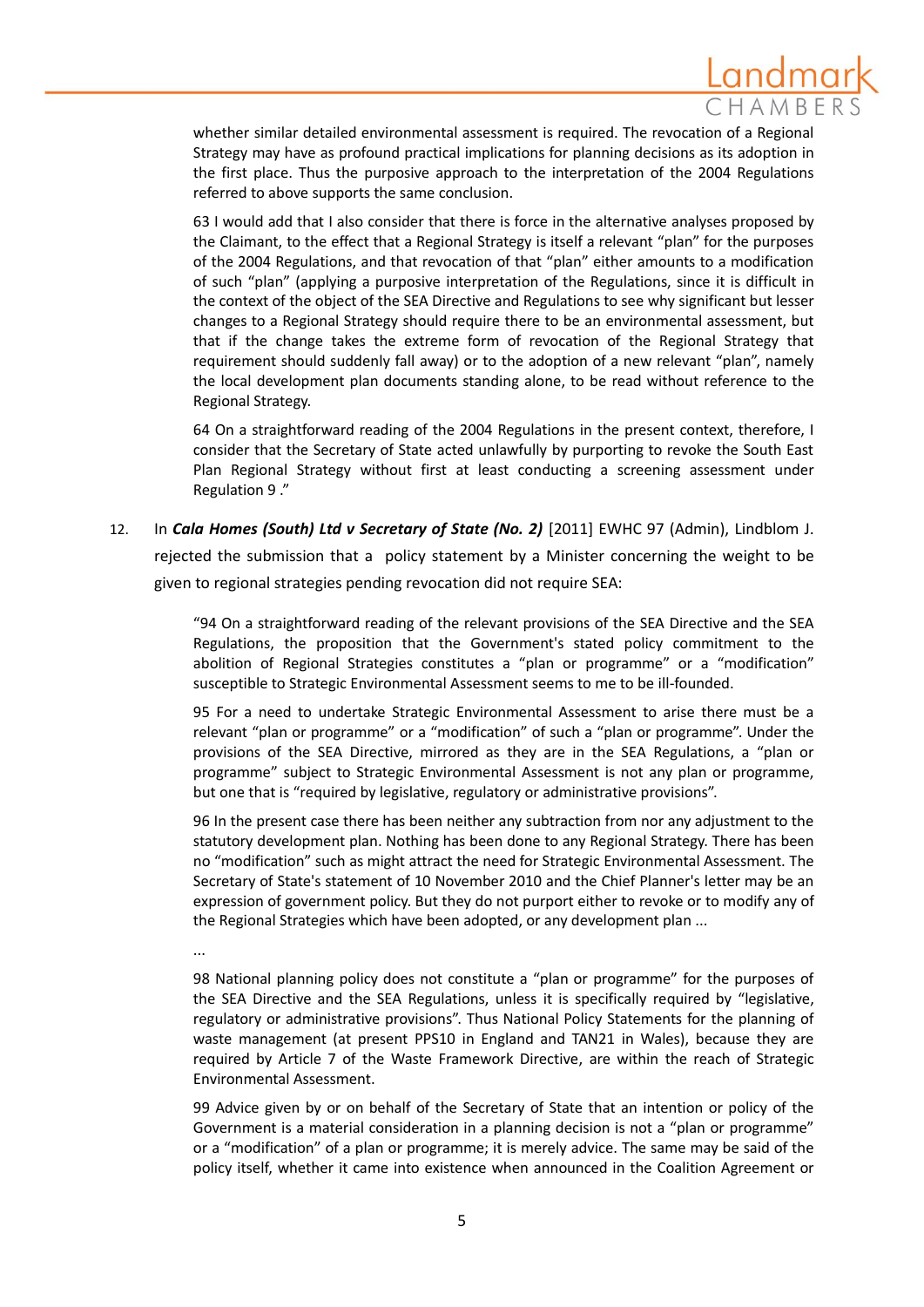whether similar detailed environmental assessment is required. The revocation of a Regional Strategy may have as profound practical implications for planning decisions as its adoption in the first place. Thus the purposive approach to the interpretation of the 2004 Regulations referred to above supports the same conclusion.

> 63 I would add that I also consider that there is force in the alternative analyses proposed by the Claimant, to the effect that a Regional Strategy is itself a relevant "plan" for the purposes of the 2004 Regulations, and that revocation of that "plan" either amounts to a modification of such "plan" (applying a purposive interpretation of the Regulations, since it is difficult in the context of the object of the SEA Directive and Regulations to see why significant but lesser changes to a Regional Strategy should require there to be an environmental assessment, but that if the change takes the extreme form of revocation of the Regional Strategy that requirement should suddenly fall away) or to the adoption of a new relevant "plan", namely the local development plan documents standing alone, to be read without reference to the Regional Strategy.
>
> 64 On a straightforward reading of the 2004 Regulations in the present context, therefore, I consider that the Secretary of State acted unlawfully by purporting to revoke the South East Plan Regional Strategy without first at least conducting a screening assessment under Regulation 9 ."

12. In ***Cala Homes (South) Ltd v Secretary of State (No. 2)*** [2011] EWHC 97 (Admin), Lindblom J. rejected the submission that a policy statement by a Minister concerning the weight to be given to regional strategies pending revocation did not require SEA:

> "94 On a straightforward reading of the relevant provisions of the SEA Directive and the SEA Regulations, the proposition that the Government's stated policy commitment to the abolition of Regional Strategies constitutes a "plan or programme" or a "modification" susceptible to Strategic Environmental Assessment seems to me to be ill-founded.
>
> 95 For a need to undertake Strategic Environmental Assessment to arise there must be a relevant "plan or programme" or a "modification" of such a "plan or programme". Under the provisions of the SEA Directive, mirrored as they are in the SEA Regulations, a "plan or programme" subject to Strategic Environmental Assessment is not any plan or programme, but one that is "required by legislative, regulatory or administrative provisions".
>
> 96 In the present case there has been neither any subtraction from nor any adjustment to the statutory development plan. Nothing has been done to any Regional Strategy. There has been no "modification" such as might attract the need for Strategic Environmental Assessment. The Secretary of State's statement of 10 November 2010 and the Chief Planner's letter may be an expression of government policy. But they do not purport either to revoke or to modify any of the Regional Strategies which have been adopted, or any development plan ...
>
> ...
>
> 98 National planning policy does not constitute a "plan or programme" for the purposes of the SEA Directive and the SEA Regulations, unless it is specifically required by "legislative, regulatory or administrative provisions". Thus National Policy Statements for the planning of waste management (at present PPS10 in England and TAN21 in Wales), because they are required by Article 7 of the Waste Framework Directive, are within the reach of Strategic Environmental Assessment.
>
> 99 Advice given by or on behalf of the Secretary of State that an intention or policy of the Government is a material consideration in a planning decision is not a "plan or programme" or a "modification" of a plan or programme; it is merely advice. The same may be said of the policy itself, whether it came into existence when announced in the Coalition Agreement or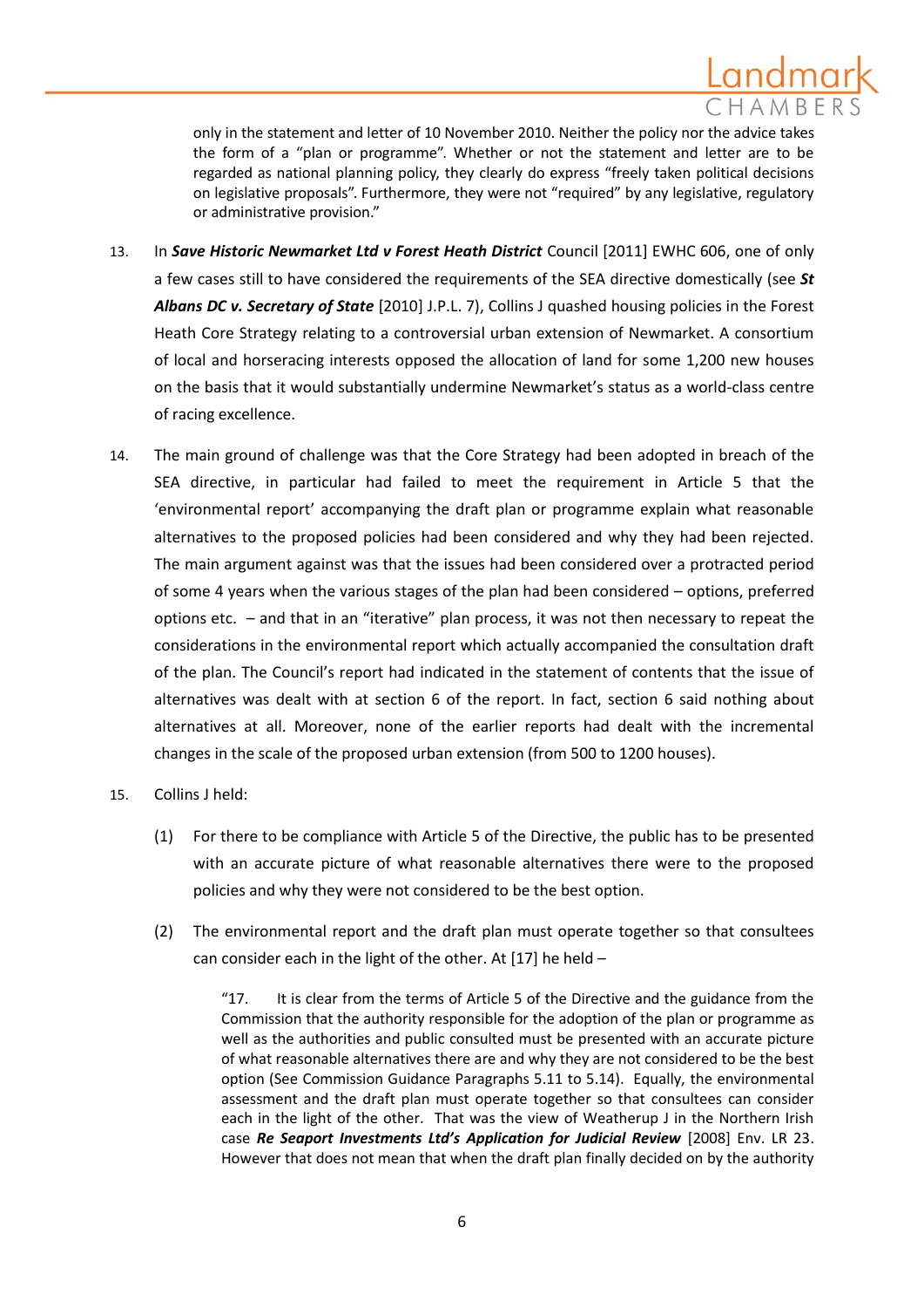only in the statement and letter of 10 November 2010. Neither the policy nor the advice takes the form of a "plan or programme". Whether or not the statement and letter are to be regarded as national planning policy, they clearly do express "freely taken political decisions on legislative proposals". Furthermore, they were not "required" by any legislative, regulatory or administrative provision."

13. In ***Save Historic Newmarket Ltd v Forest Heath District*** Council [2011] EWHC 606, one of only a few cases still to have considered the requirements of the SEA directive domestically (see ***St Albans DC v. Secretary of State*** [2010] J.P.L. 7), Collins J quashed housing policies in the Forest Heath Core Strategy relating to a controversial urban extension of Newmarket. A consortium of local and horseracing interests opposed the allocation of land for some 1,200 new houses on the basis that it would substantially undermine Newmarket's status as a world-class centre of racing excellence.

14. The main ground of challenge was that the Core Strategy had been adopted in breach of the SEA directive, in particular had failed to meet the requirement in Article 5 that the 'environmental report' accompanying the draft plan or programme explain what reasonable alternatives to the proposed policies had been considered and why they had been rejected. The main argument against was that the issues had been considered over a protracted period of some 4 years when the various stages of the plan had been considered – options, preferred options etc. – and that in an "iterative" plan process, it was not then necessary to repeat the considerations in the environmental report which actually accompanied the consultation draft of the plan. The Council's report had indicated in the statement of contents that the issue of alternatives was dealt with at section 6 of the report. In fact, section 6 said nothing about alternatives at all. Moreover, none of the earlier reports had dealt with the incremental changes in the scale of the proposed urban extension (from 500 to 1200 houses).

15. Collins J held:

    (1) For there to be compliance with Article 5 of the Directive, the public has to be presented with an accurate picture of what reasonable alternatives there were to the proposed policies and why they were not considered to be the best option.

    (2) The environmental report and the draft plan must operate together so that consultees can consider each in the light of the other. At [17] he held –

    > "17. It is clear from the terms of Article 5 of the Directive and the guidance from the Commission that the authority responsible for the adoption of the plan or programme as well as the authorities and public consulted must be presented with an accurate picture of what reasonable alternatives there are and why they are not considered to be the best option (See Commission Guidance Paragraphs 5.11 to 5.14). Equally, the environmental assessment and the draft plan must operate together so that consultees can consider each in the light of the other. That was the view of Weatherup J in the Northern Irish case ***Re Seaport Investments Ltd's Application for Judicial Review*** [2008] Env. LR 23. However that does not mean that when the draft plan finally decided on by the authority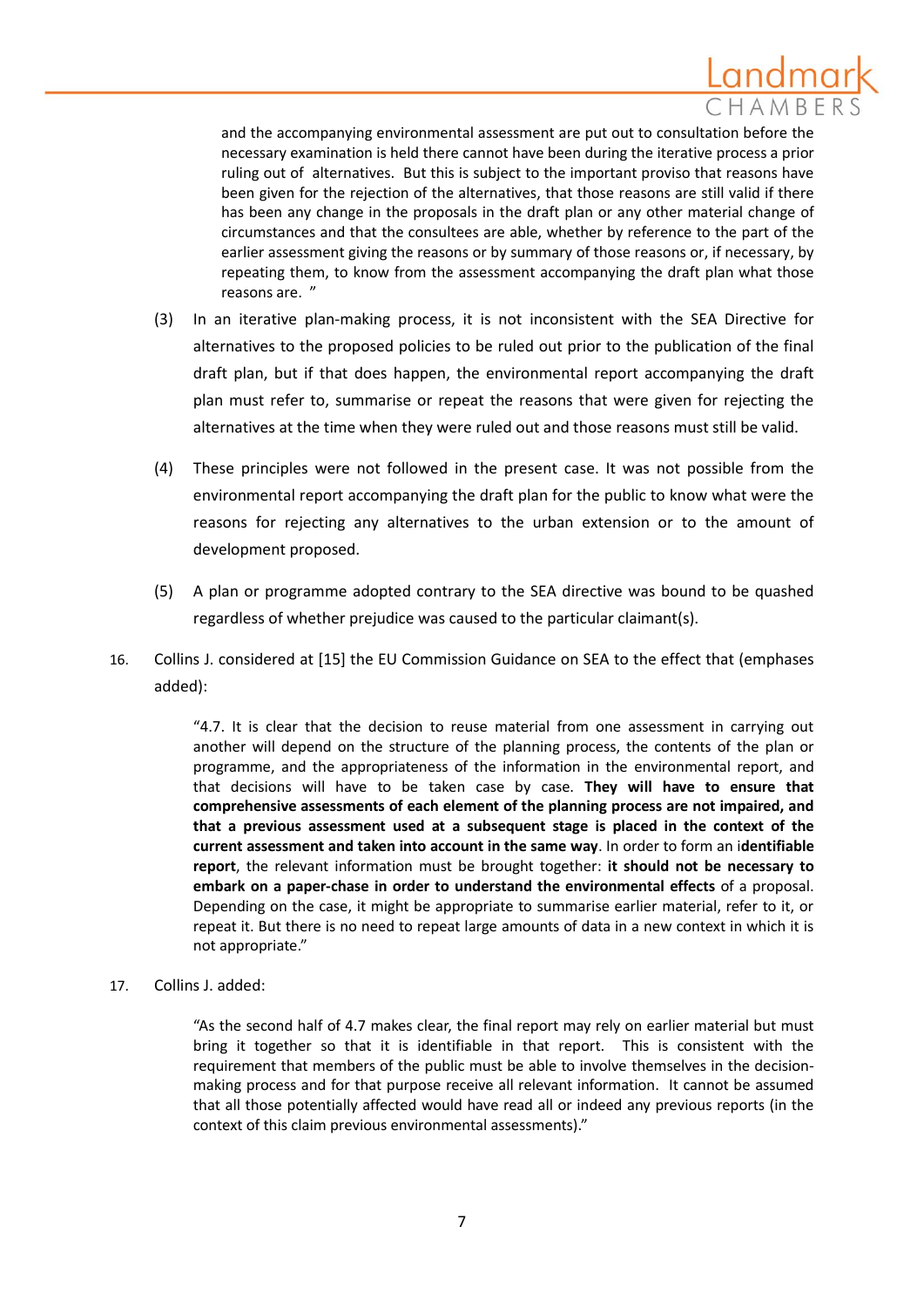> and the accompanying environmental assessment are put out to consultation before the necessary examination is held there cannot have been during the iterative process a prior ruling out of alternatives. But this is subject to the important proviso that reasons have been given for the rejection of the alternatives, that those reasons are still valid if there has been any change in the proposals in the draft plan or any other material change of circumstances and that the consultees are able, whether by reference to the part of the earlier assessment giving the reasons or by summary of those reasons or, if necessary, by repeating them, to know from the assessment accompanying the draft plan what those reasons are. "

(3) In an iterative plan-making process, it is not inconsistent with the SEA Directive for alternatives to the proposed policies to be ruled out prior to the publication of the final draft plan, but if that does happen, the environmental report accompanying the draft plan must refer to, summarise or repeat the reasons that were given for rejecting the alternatives at the time when they were ruled out and those reasons must still be valid.

(4) These principles were not followed in the present case. It was not possible from the environmental report accompanying the draft plan for the public to know what were the reasons for rejecting any alternatives to the urban extension or to the amount of development proposed.

(5) A plan or programme adopted contrary to the SEA directive was bound to be quashed regardless of whether prejudice was caused to the particular claimant(s).

16. Collins J. considered at [15] the EU Commission Guidance on SEA to the effect that (emphases added):

> "4.7. It is clear that the decision to reuse material from one assessment in carrying out another will depend on the structure of the planning process, the contents of the plan or programme, and the appropriateness of the information in the environmental report, and that decisions will have to be taken case by case. **They will have to ensure that comprehensive assessments of each element of the planning process are not impaired, and that a previous assessment used at a subsequent stage is placed in the context of the current assessment and taken into account in the same way**. In order to form an i**dentifiable report**, the relevant information must be brought together: **it should not be necessary to embark on a paper-chase in order to understand the environmental effects** of a proposal. Depending on the case, it might be appropriate to summarise earlier material, refer to it, or repeat it. But there is no need to repeat large amounts of data in a new context in which it is not appropriate."

17. Collins J. added:

> "As the second half of 4.7 makes clear, the final report may rely on earlier material but must bring it together so that it is identifiable in that report. This is consistent with the requirement that members of the public must be able to involve themselves in the decision-making process and for that purpose receive all relevant information. It cannot be assumed that all those potentially affected would have read all or indeed any previous reports (in the context of this claim previous environmental assessments)."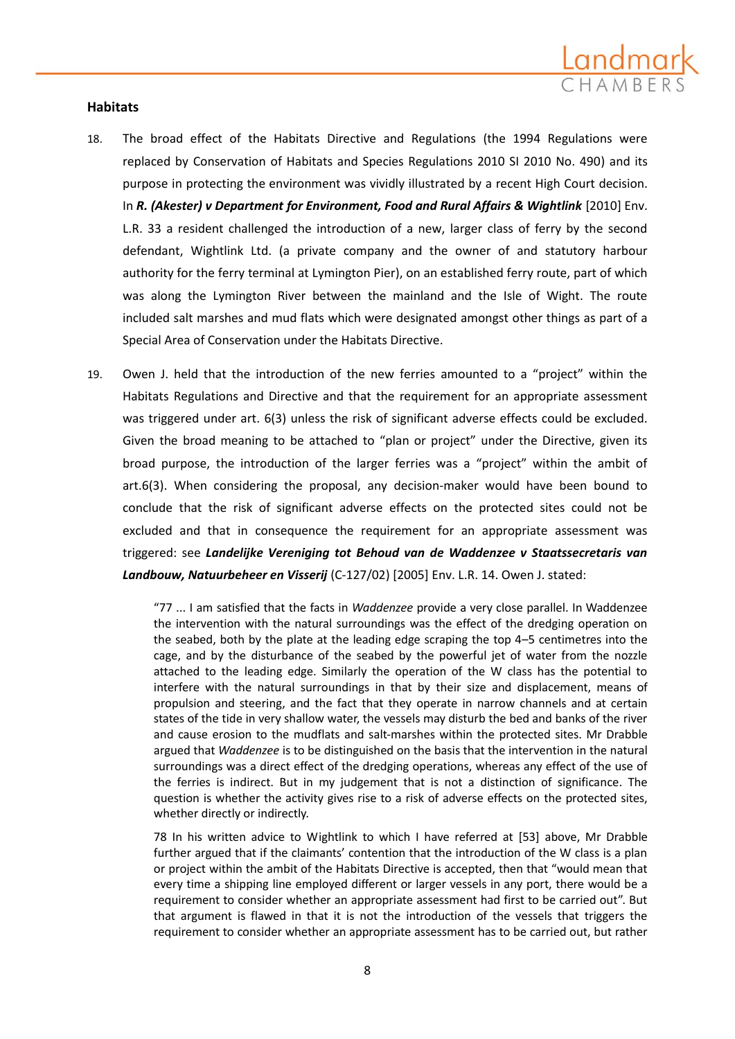## Habitats

18. The broad effect of the Habitats Directive and Regulations (the 1994 Regulations were replaced by Conservation of Habitats and Species Regulations 2010 SI 2010 No. 490) and its purpose in protecting the environment was vividly illustrated by a recent High Court decision. In ***R. (Akester) v Department for Environment, Food and Rural Affairs & Wightlink*** [2010] Env. L.R. 33 a resident challenged the introduction of a new, larger class of ferry by the second defendant, Wightlink Ltd. (a private company and the owner of and statutory harbour authority for the ferry terminal at Lymington Pier), on an established ferry route, part of which was along the Lymington River between the mainland and the Isle of Wight. The route included salt marshes and mud flats which were designated amongst other things as part of a Special Area of Conservation under the Habitats Directive.

19. Owen J. held that the introduction of the new ferries amounted to a "project" within the Habitats Regulations and Directive and that the requirement for an appropriate assessment was triggered under art. 6(3) unless the risk of significant adverse effects could be excluded. Given the broad meaning to be attached to "plan or project" under the Directive, given its broad purpose, the introduction of the larger ferries was a "project" within the ambit of art.6(3). When considering the proposal, any decision-maker would have been bound to conclude that the risk of significant adverse effects on the protected sites could not be excluded and that in consequence the requirement for an appropriate assessment was triggered: see ***Landelijke Vereniging tot Behoud van de Waddenzee v Staatssecretaris van Landbouw, Natuurbeheer en Visserij*** (C-127/02) [2005] Env. L.R. 14. Owen J. stated:

> "77 ... I am satisfied that the facts in *Waddenzee* provide a very close parallel. In Waddenzee the intervention with the natural surroundings was the effect of the dredging operation on the seabed, both by the plate at the leading edge scraping the top 4–5 centimetres into the cage, and by the disturbance of the seabed by the powerful jet of water from the nozzle attached to the leading edge. Similarly the operation of the W class has the potential to interfere with the natural surroundings in that by their size and displacement, means of propulsion and steering, and the fact that they operate in narrow channels and at certain states of the tide in very shallow water, the vessels may disturb the bed and banks of the river and cause erosion to the mudflats and salt-marshes within the protected sites. Mr Drabble argued that *Waddenzee* is to be distinguished on the basis that the intervention in the natural surroundings was a direct effect of the dredging operations, whereas any effect of the use of the ferries is indirect. But in my judgement that is not a distinction of significance. The question is whether the activity gives rise to a risk of adverse effects on the protected sites, whether directly or indirectly.
>
> 78 In his written advice to Wightlink to which I have referred at [53] above, Mr Drabble further argued that if the claimants' contention that the introduction of the W class is a plan or project within the ambit of the Habitats Directive is accepted, then that "would mean that every time a shipping line employed different or larger vessels in any port, there would be a requirement to consider whether an appropriate assessment had first to be carried out". But that argument is flawed in that it is not the introduction of the vessels that triggers the requirement to consider whether an appropriate assessment has to be carried out, but rather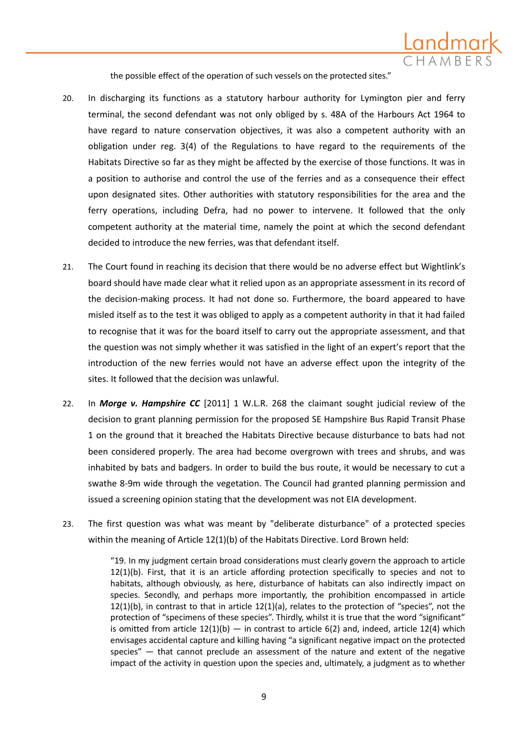the possible effect of the operation of such vessels on the protected sites."

20. In discharging its functions as a statutory harbour authority for Lymington pier and ferry terminal, the second defendant was not only obliged by s. 48A of the Harbours Act 1964 to have regard to nature conservation objectives, it was also a competent authority with an obligation under reg. 3(4) of the Regulations to have regard to the requirements of the Habitats Directive so far as they might be affected by the exercise of those functions. It was in a position to authorise and control the use of the ferries and as a consequence their effect upon designated sites. Other authorities with statutory responsibilities for the area and the ferry operations, including Defra, had no power to intervene. It followed that the only competent authority at the material time, namely the point at which the second defendant decided to introduce the new ferries, was that defendant itself.

21. The Court found in reaching its decision that there would be no adverse effect but Wightlink's board should have made clear what it relied upon as an appropriate assessment in its record of the decision-making process. It had not done so. Furthermore, the board appeared to have misled itself as to the test it was obliged to apply as a competent authority in that it had failed to recognise that it was for the board itself to carry out the appropriate assessment, and that the question was not simply whether it was satisfied in the light of an expert's report that the introduction of the new ferries would not have an adverse effect upon the integrity of the sites. It followed that the decision was unlawful.

22. In ***Morge v. Hampshire CC*** [2011] 1 W.L.R. 268 the claimant sought judicial review of the decision to grant planning permission for the proposed SE Hampshire Bus Rapid Transit Phase 1 on the ground that it breached the Habitats Directive because disturbance to bats had not been considered properly. The area had become overgrown with trees and shrubs, and was inhabited by bats and badgers. In order to build the bus route, it would be necessary to cut a swathe 8-9m wide through the vegetation. The Council had granted planning permission and issued a screening opinion stating that the development was not EIA development.

23. The first question was what was meant by "deliberate disturbance" of a protected species within the meaning of Article 12(1)(b) of the Habitats Directive. Lord Brown held:

> "19. In my judgment certain broad considerations must clearly govern the approach to article 12(1)(b). First, that it is an article affording protection specifically to species and not to habitats, although obviously, as here, disturbance of habitats can also indirectly impact on species. Secondly, and perhaps more importantly, the prohibition encompassed in article 12(1)(b), in contrast to that in article 12(1)(a), relates to the protection of "species", not the protection of "specimens of these species". Thirdly, whilst it is true that the word "significant" is omitted from article 12(1)(b) — in contrast to article 6(2) and, indeed, article 12(4) which envisages accidental capture and killing having "a significant negative impact on the protected species" — that cannot preclude an assessment of the nature and extent of the negative impact of the activity in question upon the species and, ultimately, a judgment as to whether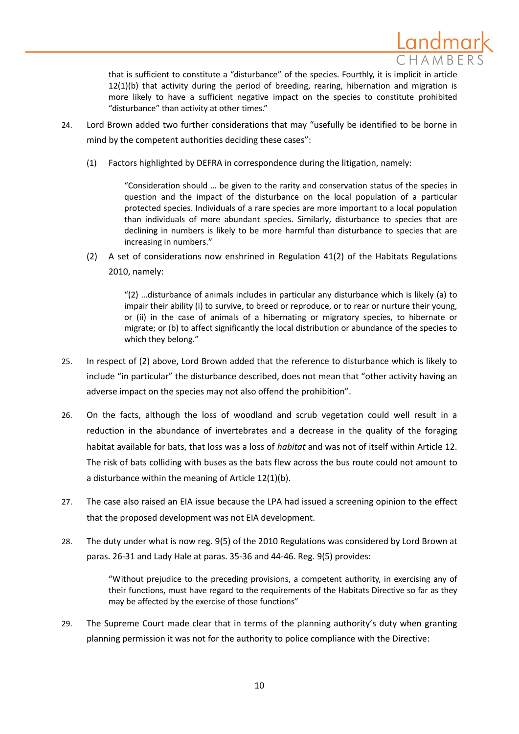that is sufficient to constitute a "disturbance" of the species. Fourthly, it is implicit in article 12(1)(b) that activity during the period of breeding, rearing, hibernation and migration is more likely to have a sufficient negative impact on the species to constitute prohibited "disturbance" than activity at other times."

24. Lord Brown added two further considerations that may "usefully be identified to be borne in mind by the competent authorities deciding these cases":

    (1) Factors highlighted by DEFRA in correspondence during the litigation, namely:

    > "Consideration should … be given to the rarity and conservation status of the species in question and the impact of the disturbance on the local population of a particular protected species. Individuals of a rare species are more important to a local population than individuals of more abundant species. Similarly, disturbance to species that are declining in numbers is likely to be more harmful than disturbance to species that are increasing in numbers."

    (2) A set of considerations now enshrined in Regulation 41(2) of the Habitats Regulations 2010, namely:

    > "(2) …disturbance of animals includes in particular any disturbance which is likely (a) to impair their ability (i) to survive, to breed or reproduce, or to rear or nurture their young, or (ii) in the case of animals of a hibernating or migratory species, to hibernate or migrate; or (b) to affect significantly the local distribution or abundance of the species to which they belong."

25. In respect of (2) above, Lord Brown added that the reference to disturbance which is likely to include "in particular" the disturbance described, does not mean that "other activity having an adverse impact on the species may not also offend the prohibition".

26. On the facts, although the loss of woodland and scrub vegetation could well result in a reduction in the abundance of invertebrates and a decrease in the quality of the foraging habitat available for bats, that loss was a loss of *habitat* and was not of itself within Article 12. The risk of bats colliding with buses as the bats flew across the bus route could not amount to a disturbance within the meaning of Article 12(1)(b).

27. The case also raised an EIA issue because the LPA had issued a screening opinion to the effect that the proposed development was not EIA development.

28. The duty under what is now reg. 9(5) of the 2010 Regulations was considered by Lord Brown at paras. 26-31 and Lady Hale at paras. 35-36 and 44-46. Reg. 9(5) provides:

    > "Without prejudice to the preceding provisions, a competent authority, in exercising any of their functions, must have regard to the requirements of the Habitats Directive so far as they may be affected by the exercise of those functions"

29. The Supreme Court made clear that in terms of the planning authority's duty when granting planning permission it was not for the authority to police compliance with the Directive: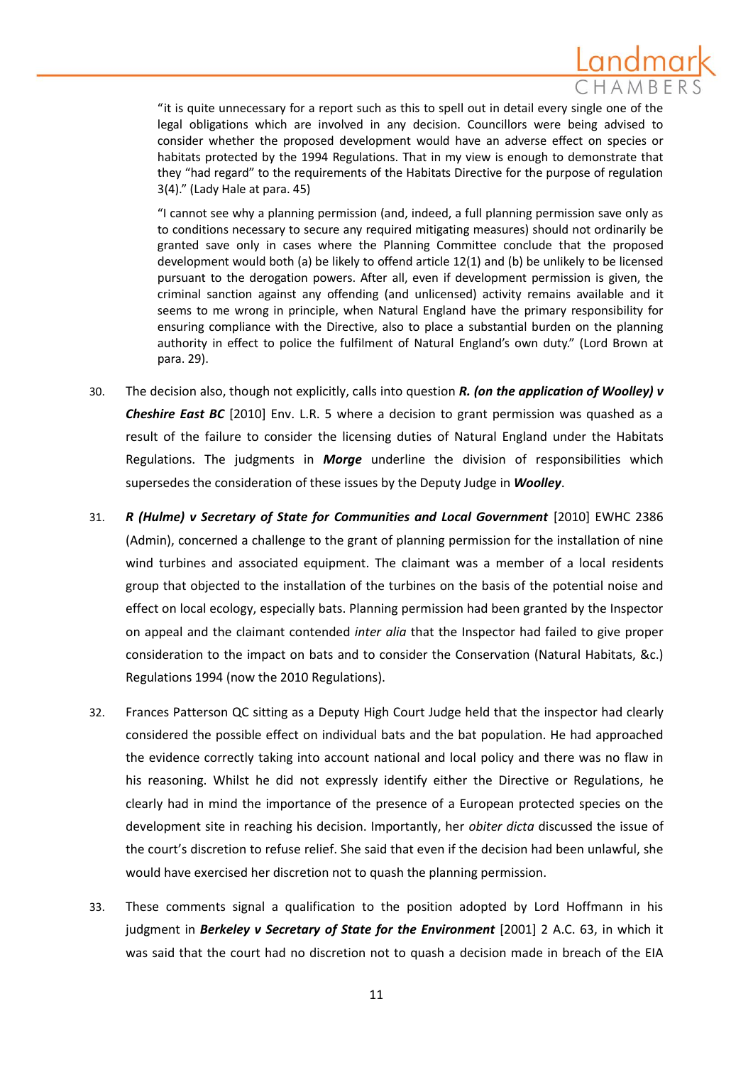> "it is quite unnecessary for a report such as this to spell out in detail every single one of the legal obligations which are involved in any decision. Councillors were being advised to consider whether the proposed development would have an adverse effect on species or habitats protected by the 1994 Regulations. That in my view is enough to demonstrate that they "had regard" to the requirements of the Habitats Directive for the purpose of regulation 3(4)." (Lady Hale at para. 45)

> "I cannot see why a planning permission (and, indeed, a full planning permission save only as to conditions necessary to secure any required mitigating measures) should not ordinarily be granted save only in cases where the Planning Committee conclude that the proposed development would both (a) be likely to offend article 12(1) and (b) be unlikely to be licensed pursuant to the derogation powers. After all, even if development permission is given, the criminal sanction against any offending (and unlicensed) activity remains available and it seems to me wrong in principle, when Natural England have the primary responsibility for ensuring compliance with the Directive, also to place a substantial burden on the planning authority in effect to police the fulfilment of Natural England's own duty." (Lord Brown at para. 29).

30. The decision also, though not explicitly, calls into question ***R. (on the application of Woolley) v Cheshire East BC*** [2010] Env. L.R. 5 where a decision to grant permission was quashed as a result of the failure to consider the licensing duties of Natural England under the Habitats Regulations. The judgments in ***Morge*** underline the division of responsibilities which supersedes the consideration of these issues by the Deputy Judge in ***Woolley***.

31. ***R (Hulme) v Secretary of State for Communities and Local Government*** [2010] EWHC 2386 (Admin), concerned a challenge to the grant of planning permission for the installation of nine wind turbines and associated equipment. The claimant was a member of a local residents group that objected to the installation of the turbines on the basis of the potential noise and effect on local ecology, especially bats. Planning permission had been granted by the Inspector on appeal and the claimant contended *inter alia* that the Inspector had failed to give proper consideration to the impact on bats and to consider the Conservation (Natural Habitats, &c.) Regulations 1994 (now the 2010 Regulations).

32. Frances Patterson QC sitting as a Deputy High Court Judge held that the inspector had clearly considered the possible effect on individual bats and the bat population. He had approached the evidence correctly taking into account national and local policy and there was no flaw in his reasoning. Whilst he did not expressly identify either the Directive or Regulations, he clearly had in mind the importance of the presence of a European protected species on the development site in reaching his decision. Importantly, her *obiter dicta* discussed the issue of the court's discretion to refuse relief. She said that even if the decision had been unlawful, she would have exercised her discretion not to quash the planning permission.

33. These comments signal a qualification to the position adopted by Lord Hoffmann in his judgment in ***Berkeley v Secretary of State for the Environment*** [2001] 2 A.C. 63, in which it was said that the court had no discretion not to quash a decision made in breach of the EIA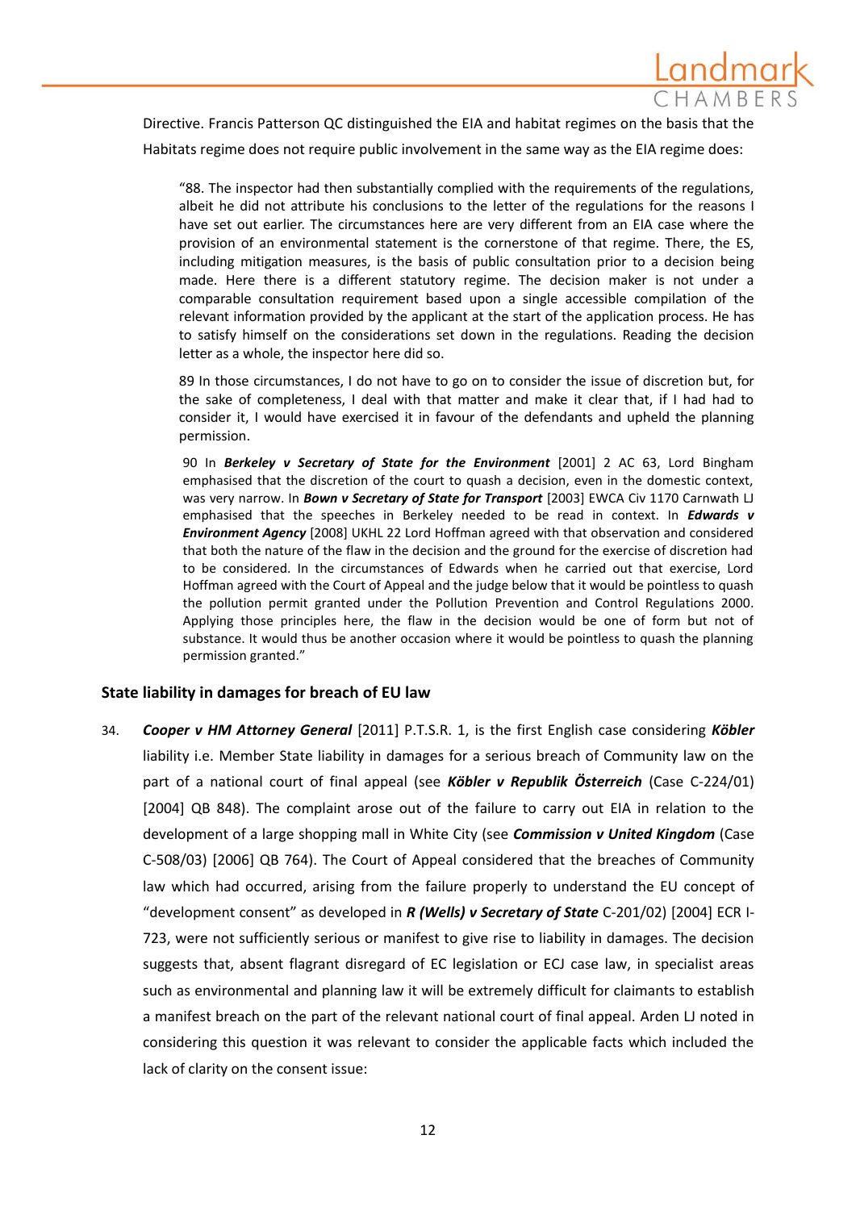Directive. Francis Patterson QC distinguished the EIA and habitat regimes on the basis that the Habitats regime does not require public involvement in the same way as the EIA regime does:

> "88. The inspector had then substantially complied with the requirements of the regulations, albeit he did not attribute his conclusions to the letter of the regulations for the reasons I have set out earlier. The circumstances here are very different from an EIA case where the provision of an environmental statement is the cornerstone of that regime. There, the ES, including mitigation measures, is the basis of public consultation prior to a decision being made. Here there is a different statutory regime. The decision maker is not under a comparable consultation requirement based upon a single accessible compilation of the relevant information provided by the applicant at the start of the application process. He has to satisfy himself on the considerations set down in the regulations. Reading the decision letter as a whole, the inspector here did so.
>
> 89 In those circumstances, I do not have to go on to consider the issue of discretion but, for the sake of completeness, I deal with that matter and make it clear that, if I had had to consider it, I would have exercised it in favour of the defendants and upheld the planning permission.
>
> 90 In ***Berkeley v Secretary of State for the Environment*** [2001] 2 AC 63, Lord Bingham emphasised that the discretion of the court to quash a decision, even in the domestic context, was very narrow. In ***Bown v Secretary of State for Transport*** [2003] EWCA Civ 1170 Carnwath LJ emphasised that the speeches in Berkeley needed to be read in context. In ***Edwards v Environment Agency*** [2008] UKHL 22 Lord Hoffman agreed with that observation and considered that both the nature of the flaw in the decision and the ground for the exercise of discretion had to be considered. In the circumstances of Edwards when he carried out that exercise, Lord Hoffman agreed with the Court of Appeal and the judge below that it would be pointless to quash the pollution permit granted under the Pollution Prevention and Control Regulations 2000. Applying those principles here, the flaw in the decision would be one of form but not of substance. It would thus be another occasion where it would be pointless to quash the planning permission granted."

## State liability in damages for breach of EU law

34. ***Cooper v HM Attorney General*** [2011] P.T.S.R. 1, is the first English case considering ***Köbler*** liability i.e. Member State liability in damages for a serious breach of Community law on the part of a national court of final appeal (see ***Köbler v Republik Österreich*** (Case C-224/01) [2004] QB 848). The complaint arose out of the failure to carry out EIA in relation to the development of a large shopping mall in White City (see ***Commission v United Kingdom*** (Case C-508/03) [2006] QB 764). The Court of Appeal considered that the breaches of Community law which had occurred, arising from the failure properly to understand the EU concept of "development consent" as developed in ***R (Wells) v Secretary of State*** C-201/02) [2004] ECR I-723, were not sufficiently serious or manifest to give rise to liability in damages. The decision suggests that, absent flagrant disregard of EC legislation or ECJ case law, in specialist areas such as environmental and planning law it will be extremely difficult for claimants to establish a manifest breach on the part of the relevant national court of final appeal. Arden LJ noted in considering this question it was relevant to consider the applicable facts which included the lack of clarity on the consent issue: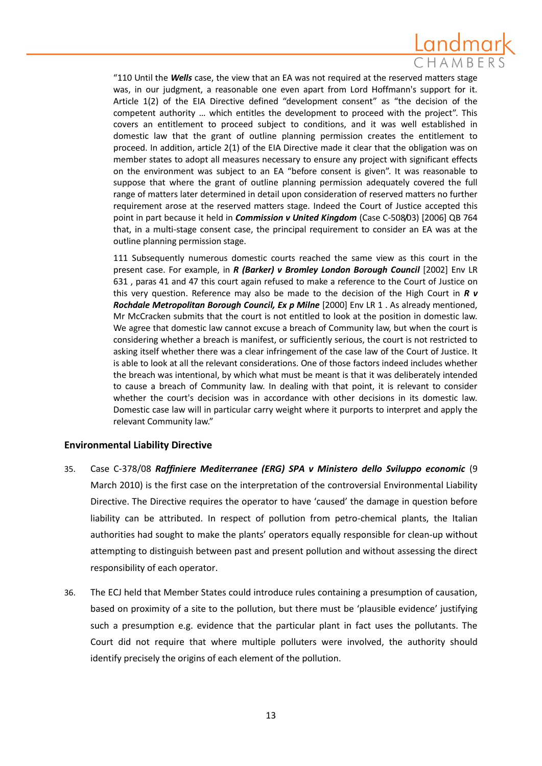"110 Until the ***Wells*** case, the view that an EA was not required at the reserved matters stage was, in our judgment, a reasonable one even apart from Lord Hoffmann's support for it. Article 1(2) of the EIA Directive defined "development consent" as "the decision of the competent authority … which entitles the development to proceed with the project". This covers an entitlement to proceed subject to conditions, and it was well established in domestic law that the grant of outline planning permission creates the entitlement to proceed. In addition, article 2(1) of the EIA Directive made it clear that the obligation was on member states to adopt all measures necessary to ensure any project with significant effects on the environment was subject to an EA "before consent is given". It was reasonable to suppose that where the grant of outline planning permission adequately covered the full range of matters later determined in detail upon consideration of reserved matters no further requirement arose at the reserved matters stage. Indeed the Court of Justice accepted this point in part because it held in ***Commission v United Kingdom*** (Case C-508/03) [2006] QB 764 that, in a multi-stage consent case, the principal requirement to consider an EA was at the outline planning permission stage.

111 Subsequently numerous domestic courts reached the same view as this court in the present case. For example, in ***R (Barker) v Bromley London Borough Council*** [2002] Env LR 631 , paras 41 and 47 this court again refused to make a reference to the Court of Justice on this very question. Reference may also be made to the decision of the High Court in ***R v Rochdale Metropolitan Borough Council, Ex p Milne*** [2000] Env LR 1 . As already mentioned, Mr McCracken submits that the court is not entitled to look at the position in domestic law. We agree that domestic law cannot excuse a breach of Community law, but when the court is considering whether a breach is manifest, or sufficiently serious, the court is not restricted to asking itself whether there was a clear infringement of the case law of the Court of Justice. It is able to look at all the relevant considerations. One of those factors indeed includes whether the breach was intentional, by which what must be meant is that it was deliberately intended to cause a breach of Community law. In dealing with that point, it is relevant to consider whether the court's decision was in accordance with other decisions in its domestic law. Domestic case law will in particular carry weight where it purports to interpret and apply the relevant Community law."

## Environmental Liability Directive

35. Case C-378/08 ***Raffiniere Mediterranee (ERG) SPA v Ministero dello Sviluppo economic*** (9 March 2010) is the first case on the interpretation of the controversial Environmental Liability Directive. The Directive requires the operator to have 'caused' the damage in question before liability can be attributed. In respect of pollution from petro-chemical plants, the Italian authorities had sought to make the plants' operators equally responsible for clean-up without attempting to distinguish between past and present pollution and without assessing the direct responsibility of each operator.

36. The ECJ held that Member States could introduce rules containing a presumption of causation, based on proximity of a site to the pollution, but there must be 'plausible evidence' justifying such a presumption e.g. evidence that the particular plant in fact uses the pollutants. The Court did not require that where multiple polluters were involved, the authority should identify precisely the origins of each element of the pollution.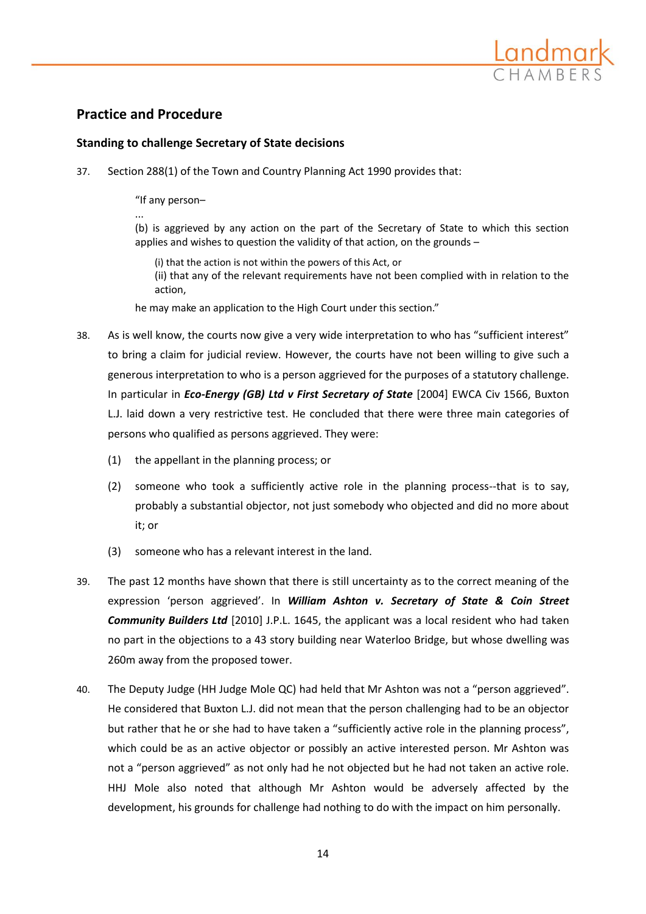## Practice and Procedure

### Standing to challenge Secretary of State decisions

37. Section 288(1) of the Town and Country Planning Act 1990 provides that:

> "If any person–
>
> ...
>
> (b) is aggrieved by any action on the part of the Secretary of State to which this section applies and wishes to question the validity of that action, on the grounds –
>
> > (i) that the action is not within the powers of this Act, or
> >
> > (ii) that any of the relevant requirements have not been complied with in relation to the action,
>
> he may make an application to the High Court under this section."

38. As is well know, the courts now give a very wide interpretation to who has "sufficient interest" to bring a claim for judicial review. However, the courts have not been willing to give such a generous interpretation to who is a person aggrieved for the purposes of a statutory challenge. In particular in ***Eco-Energy (GB) Ltd v First Secretary of State*** [2004] EWCA Civ 1566, Buxton L.J. laid down a very restrictive test. He concluded that there were three main categories of persons who qualified as persons aggrieved. They were:

    (1) the appellant in the planning process; or

    (2) someone who took a sufficiently active role in the planning process--that is to say, probably a substantial objector, not just somebody who objected and did no more about it; or

    (3) someone who has a relevant interest in the land.

39. The past 12 months have shown that there is still uncertainty as to the correct meaning of the expression 'person aggrieved'. In ***William Ashton v. Secretary of State & Coin Street Community Builders Ltd*** [2010] J.P.L. 1645, the applicant was a local resident who had taken no part in the objections to a 43 story building near Waterloo Bridge, but whose dwelling was 260m away from the proposed tower.

40. The Deputy Judge (HH Judge Mole QC) had held that Mr Ashton was not a "person aggrieved". He considered that Buxton L.J. did not mean that the person challenging had to be an objector but rather that he or she had to have taken a "sufficiently active role in the planning process", which could be as an active objector or possibly an active interested person. Mr Ashton was not a "person aggrieved" as not only had he not objected but he had not taken an active role. HHJ Mole also noted that although Mr Ashton would be adversely affected by the development, his grounds for challenge had nothing to do with the impact on him personally.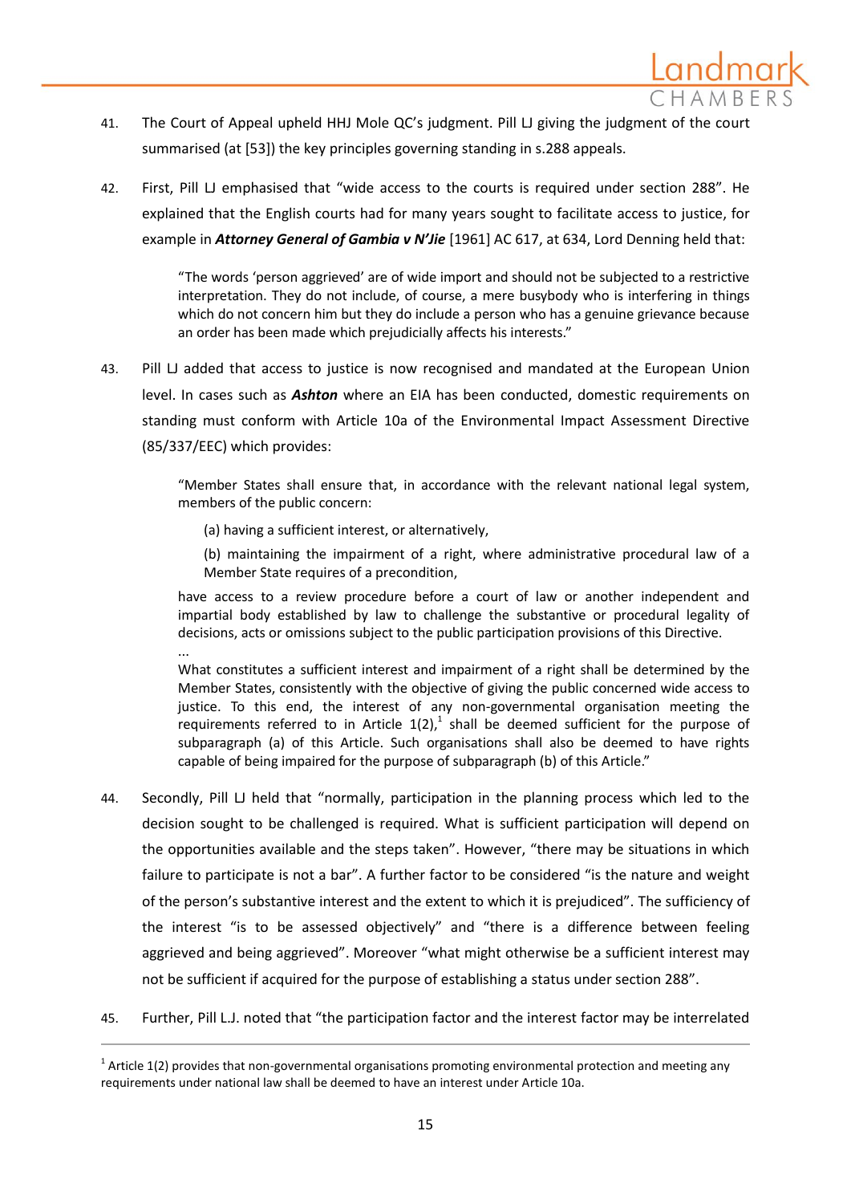41. The Court of Appeal upheld HHJ Mole QC's judgment. Pill LJ giving the judgment of the court summarised (at [53]) the key principles governing standing in s.288 appeals.

42. First, Pill LJ emphasised that "wide access to the courts is required under section 288". He explained that the English courts had for many years sought to facilitate access to justice, for example in ***Attorney General of Gambia v N'Jie*** [1961] AC 617, at 634, Lord Denning held that:

> "The words 'person aggrieved' are of wide import and should not be subjected to a restrictive interpretation. They do not include, of course, a mere busybody who is interfering in things which do not concern him but they do include a person who has a genuine grievance because an order has been made which prejudicially affects his interests."

43. Pill LJ added that access to justice is now recognised and mandated at the European Union level. In cases such as ***Ashton*** where an EIA has been conducted, domestic requirements on standing must conform with Article 10a of the Environmental Impact Assessment Directive (85/337/EEC) which provides:

> "Member States shall ensure that, in accordance with the relevant national legal system, members of the public concern:
>
> (a) having a sufficient interest, or alternatively,
>
> (b) maintaining the impairment of a right, where administrative procedural law of a Member State requires of a precondition,
>
> have access to a review procedure before a court of law or another independent and impartial body established by law to challenge the substantive or procedural legality of decisions, acts or omissions subject to the public participation provisions of this Directive.
>
> ...
>
> What constitutes a sufficient interest and impairment of a right shall be determined by the Member States, consistently with the objective of giving the public concerned wide access to justice. To this end, the interest of any non-governmental organisation meeting the requirements referred to in Article 1(2),[1] shall be deemed sufficient for the purpose of subparagraph (a) of this Article. Such organisations shall also be deemed to have rights capable of being impaired for the purpose of subparagraph (b) of this Article."

44. Secondly, Pill LJ held that "normally, participation in the planning process which led to the decision sought to be challenged is required. What is sufficient participation will depend on the opportunities available and the steps taken". However, "there may be situations in which failure to participate is not a bar". A further factor to be considered "is the nature and weight of the person's substantive interest and the extent to which it is prejudiced". The sufficiency of the interest "is to be assessed objectively" and "there is a difference between feeling aggrieved and being aggrieved". Moreover "what might otherwise be a sufficient interest may not be sufficient if acquired for the purpose of establishing a status under section 288".

45. Further, Pill L.J. noted that "the participation factor and the interest factor may be interrelated

---

[1] Article 1(2) provides that non-governmental organisations promoting environmental protection and meeting any requirements under national law shall be deemed to have an interest under Article 10a.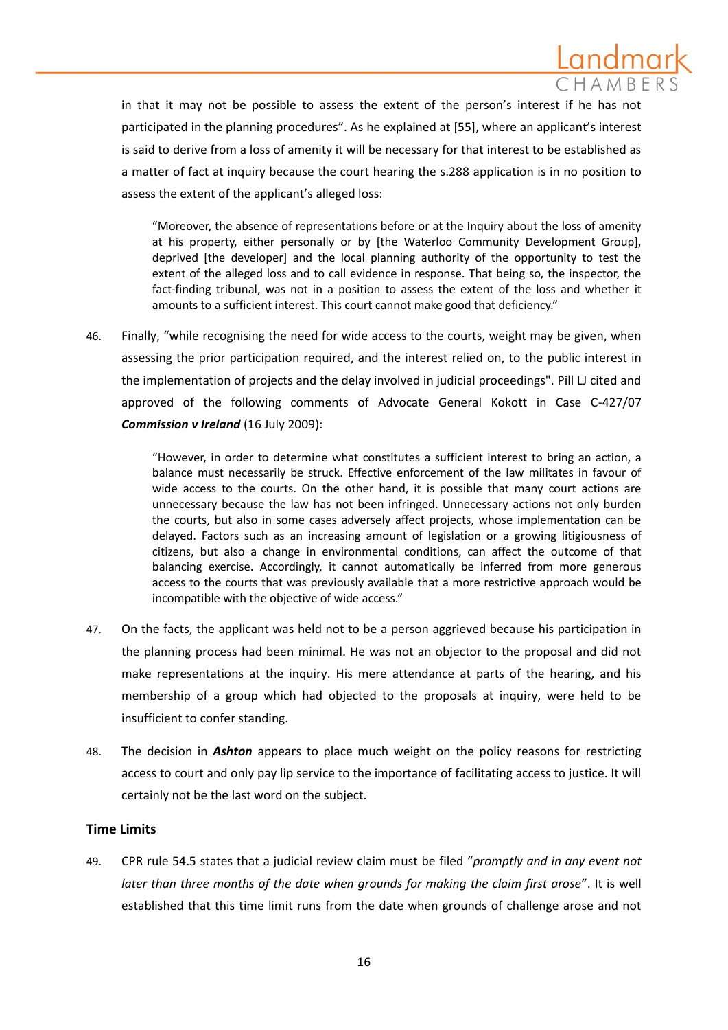in that it may not be possible to assess the extent of the person's interest if he has not participated in the planning procedures". As he explained at [55], where an applicant's interest is said to derive from a loss of amenity it will be necessary for that interest to be established as a matter of fact at inquiry because the court hearing the s.288 application is in no position to assess the extent of the applicant's alleged loss:

> "Moreover, the absence of representations before or at the Inquiry about the loss of amenity at his property, either personally or by [the Waterloo Community Development Group], deprived [the developer] and the local planning authority of the opportunity to test the extent of the alleged loss and to call evidence in response. That being so, the inspector, the fact-finding tribunal, was not in a position to assess the extent of the loss and whether it amounts to a sufficient interest. This court cannot make good that deficiency."

46. Finally, "while recognising the need for wide access to the courts, weight may be given, when assessing the prior participation required, and the interest relied on, to the public interest in the implementation of projects and the delay involved in judicial proceedings". Pill LJ cited and approved of the following comments of Advocate General Kokott in Case C-427/07 ***Commission v Ireland*** (16 July 2009):

> "However, in order to determine what constitutes a sufficient interest to bring an action, a balance must necessarily be struck. Effective enforcement of the law militates in favour of wide access to the courts. On the other hand, it is possible that many court actions are unnecessary because the law has not been infringed. Unnecessary actions not only burden the courts, but also in some cases adversely affect projects, whose implementation can be delayed. Factors such as an increasing amount of legislation or a growing litigiousness of citizens, but also a change in environmental conditions, can affect the outcome of that balancing exercise. Accordingly, it cannot automatically be inferred from more generous access to the courts that was previously available that a more restrictive approach would be incompatible with the objective of wide access."

47. On the facts, the applicant was held not to be a person aggrieved because his participation in the planning process had been minimal. He was not an objector to the proposal and did not make representations at the inquiry. His mere attendance at parts of the hearing, and his membership of a group which had objected to the proposals at inquiry, were held to be insufficient to confer standing.

48. The decision in ***Ashton*** appears to place much weight on the policy reasons for restricting access to court and only pay lip service to the importance of facilitating access to justice. It will certainly not be the last word on the subject.

### Time Limits

49. CPR rule 54.5 states that a judicial review claim must be filed "*promptly and in any event not later than three months of the date when grounds for making the claim first arose*". It is well established that this time limit runs from the date when grounds of challenge arose and not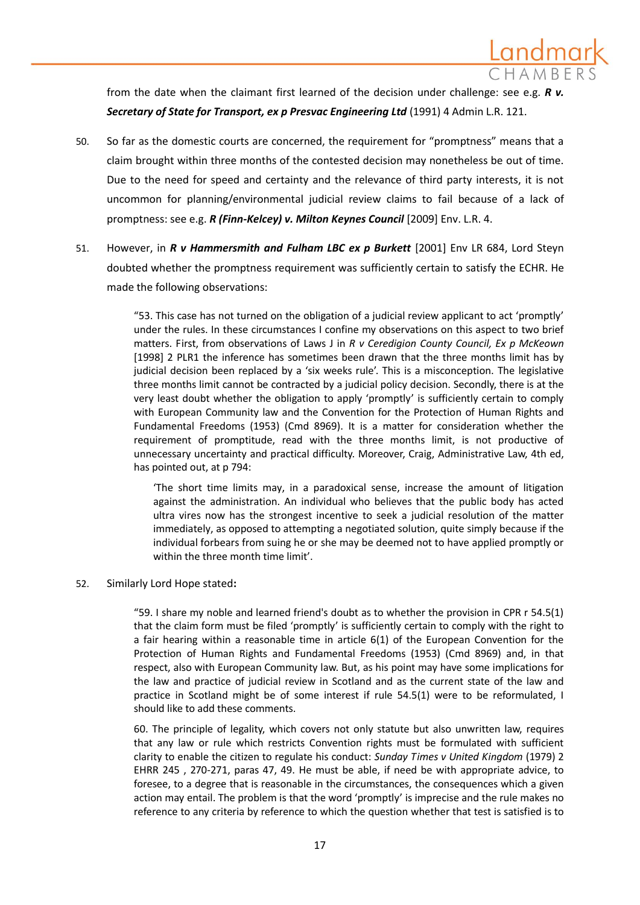from the date when the claimant first learned of the decision under challenge: see e.g. ***R v. Secretary of State for Transport, ex p Presvac Engineering Ltd*** (1991) 4 Admin L.R. 121.

50. So far as the domestic courts are concerned, the requirement for "promptness" means that a claim brought within three months of the contested decision may nonetheless be out of time. Due to the need for speed and certainty and the relevance of third party interests, it is not uncommon for planning/environmental judicial review claims to fail because of a lack of promptness: see e.g. ***R (Finn-Kelcey) v. Milton Keynes Council*** [2009] Env. L.R. 4.

51. However, in ***R v Hammersmith and Fulham LBC ex p Burkett*** [2001] Env LR 684, Lord Steyn doubted whether the promptness requirement was sufficiently certain to satisfy the ECHR. He made the following observations:

> "53. This case has not turned on the obligation of a judicial review applicant to act 'promptly' under the rules. In these circumstances I confine my observations on this aspect to two brief matters. First, from observations of Laws J in *R v Ceredigion County Council, Ex p McKeown* [1998] 2 PLR1 the inference has sometimes been drawn that the three months limit has by judicial decision been replaced by a 'six weeks rule'. This is a misconception. The legislative three months limit cannot be contracted by a judicial policy decision. Secondly, there is at the very least doubt whether the obligation to apply 'promptly' is sufficiently certain to comply with European Community law and the Convention for the Protection of Human Rights and Fundamental Freedoms (1953) (Cmd 8969). It is a matter for consideration whether the requirement of promptitude, read with the three months limit, is not productive of unnecessary uncertainty and practical difficulty. Moreover, Craig, Administrative Law, 4th ed, has pointed out, at p 794:
>
> > 'The short time limits may, in a paradoxical sense, increase the amount of litigation against the administration. An individual who believes that the public body has acted ultra vires now has the strongest incentive to seek a judicial resolution of the matter immediately, as opposed to attempting a negotiated solution, quite simply because if the individual forbears from suing he or she may be deemed not to have applied promptly or within the three month time limit'.

52. Similarly Lord Hope stated**:**

> "59. I share my noble and learned friend's doubt as to whether the provision in CPR r 54.5(1) that the claim form must be filed 'promptly' is sufficiently certain to comply with the right to a fair hearing within a reasonable time in article 6(1) of the European Convention for the Protection of Human Rights and Fundamental Freedoms (1953) (Cmd 8969) and, in that respect, also with European Community law. But, as his point may have some implications for the law and practice of judicial review in Scotland and as the current state of the law and practice in Scotland might be of some interest if rule 54.5(1) were to be reformulated, I should like to add these comments.
>
> 60. The principle of legality, which covers not only statute but also unwritten law, requires that any law or rule which restricts Convention rights must be formulated with sufficient clarity to enable the citizen to regulate his conduct: *Sunday Times v United Kingdom* (1979) 2 EHRR 245 , 270-271, paras 47, 49. He must be able, if need be with appropriate advice, to foresee, to a degree that is reasonable in the circumstances, the consequences which a given action may entail. The problem is that the word 'promptly' is imprecise and the rule makes no reference to any criteria by reference to which the question whether that test is satisfied is to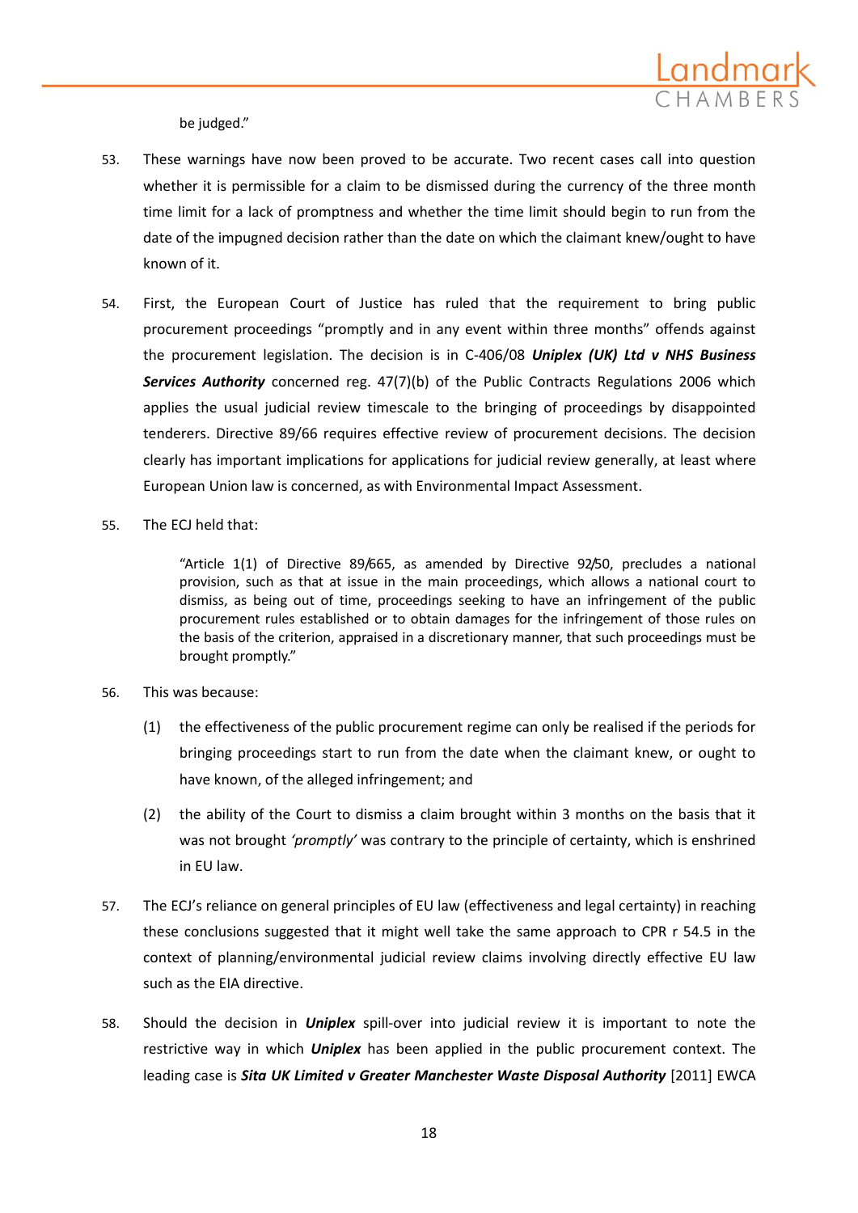be judged."

53. These warnings have now been proved to be accurate. Two recent cases call into question whether it is permissible for a claim to be dismissed during the currency of the three month time limit for a lack of promptness and whether the time limit should begin to run from the date of the impugned decision rather than the date on which the claimant knew/ought to have known of it.

54. First, the European Court of Justice has ruled that the requirement to bring public procurement proceedings "promptly and in any event within three months" offends against the procurement legislation. The decision is in C-406/08 ***Uniplex (UK) Ltd v NHS Business Services Authority*** concerned reg. 47(7)(b) of the Public Contracts Regulations 2006 which applies the usual judicial review timescale to the bringing of proceedings by disappointed tenderers. Directive 89/66 requires effective review of procurement decisions. The decision clearly has important implications for applications for judicial review generally, at least where European Union law is concerned, as with Environmental Impact Assessment.

55. The ECJ held that:

> "Article 1(1) of Directive 89/665, as amended by Directive 92/50, precludes a national provision, such as that at issue in the main proceedings, which allows a national court to dismiss, as being out of time, proceedings seeking to have an infringement of the public procurement rules established or to obtain damages for the infringement of those rules on the basis of the criterion, appraised in a discretionary manner, that such proceedings must be brought promptly."

56. This was because:

    (1) the effectiveness of the public procurement regime can only be realised if the periods for bringing proceedings start to run from the date when the claimant knew, or ought to have known, of the alleged infringement; and

    (2) the ability of the Court to dismiss a claim brought within 3 months on the basis that it was not brought *'promptly'* was contrary to the principle of certainty, which is enshrined in EU law.

57. The ECJ's reliance on general principles of EU law (effectiveness and legal certainty) in reaching these conclusions suggested that it might well take the same approach to CPR r 54.5 in the context of planning/environmental judicial review claims involving directly effective EU law such as the EIA directive.

58. Should the decision in ***Uniplex*** spill-over into judicial review it is important to note the restrictive way in which ***Uniplex*** has been applied in the public procurement context. The leading case is ***Sita UK Limited v Greater Manchester Waste Disposal Authority*** [2011] EWCA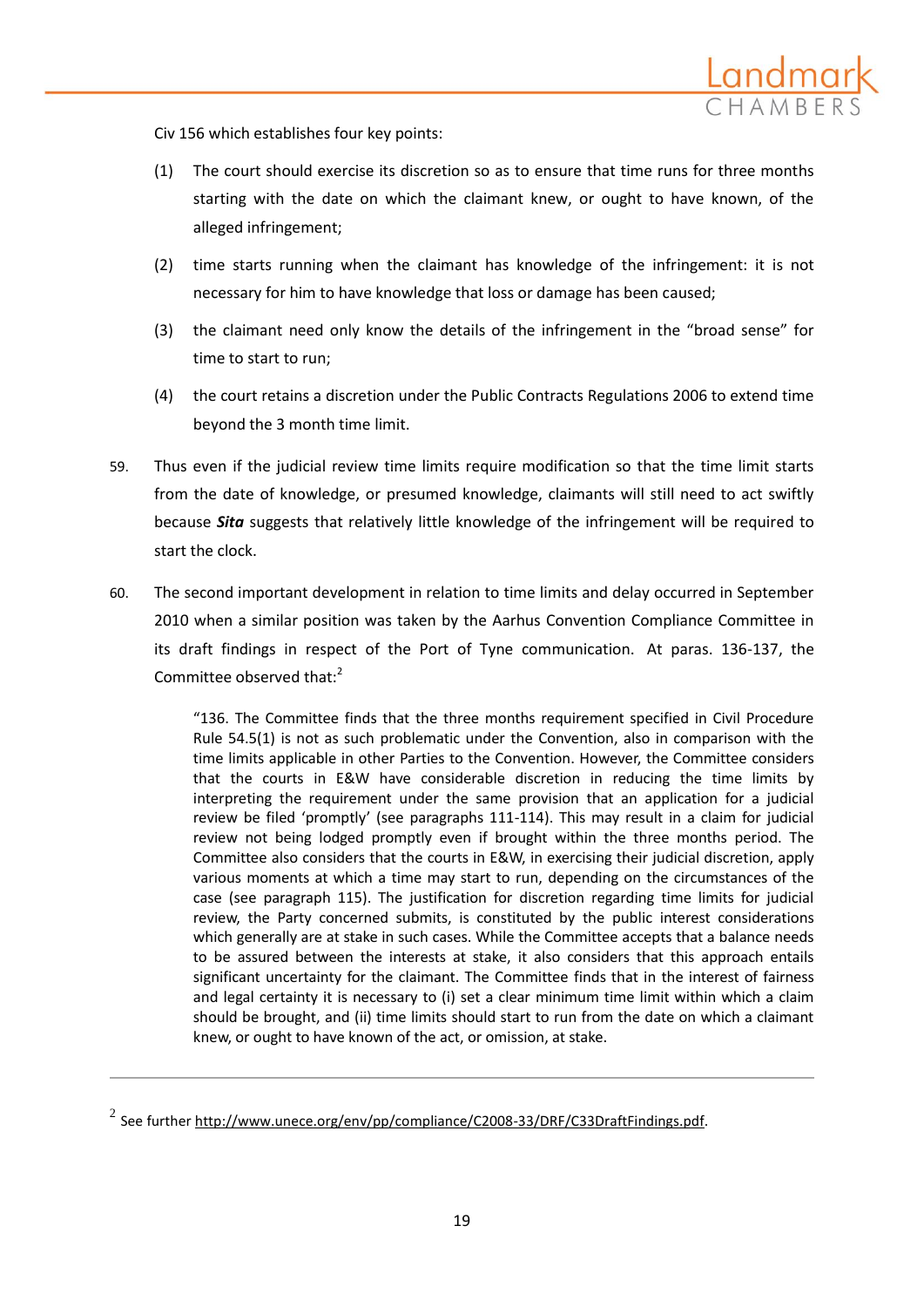Civ 156 which establishes four key points:

(1) The court should exercise its discretion so as to ensure that time runs for three months starting with the date on which the claimant knew, or ought to have known, of the alleged infringement;

(2) time starts running when the claimant has knowledge of the infringement: it is not necessary for him to have knowledge that loss or damage has been caused;

(3) the claimant need only know the details of the infringement in the "broad sense" for time to start to run;

(4) the court retains a discretion under the Public Contracts Regulations 2006 to extend time beyond the 3 month time limit.

59. Thus even if the judicial review time limits require modification so that the time limit starts from the date of knowledge, or presumed knowledge, claimants will still need to act swiftly because ***Sita*** suggests that relatively little knowledge of the infringement will be required to start the clock.

60. The second important development in relation to time limits and delay occurred in September 2010 when a similar position was taken by the Aarhus Convention Compliance Committee in its draft findings in respect of the Port of Tyne communication. At paras. 136-137, the Committee observed that:[2]

> "136. The Committee finds that the three months requirement specified in Civil Procedure Rule 54.5(1) is not as such problematic under the Convention, also in comparison with the time limits applicable in other Parties to the Convention. However, the Committee considers that the courts in E&W have considerable discretion in reducing the time limits by interpreting the requirement under the same provision that an application for a judicial review be filed 'promptly' (see paragraphs 111-114). This may result in a claim for judicial review not being lodged promptly even if brought within the three months period. The Committee also considers that the courts in E&W, in exercising their judicial discretion, apply various moments at which a time may start to run, depending on the circumstances of the case (see paragraph 115). The justification for discretion regarding time limits for judicial review, the Party concerned submits, is constituted by the public interest considerations which generally are at stake in such cases. While the Committee accepts that a balance needs to be assured between the interests at stake, it also considers that this approach entails significant uncertainty for the claimant. The Committee finds that in the interest of fairness and legal certainty it is necessary to (i) set a clear minimum time limit within which a claim should be brought, and (ii) time limits should start to run from the date on which a claimant knew, or ought to have known of the act, or omission, at stake.

---

[2] See further http://www.unece.org/env/pp/compliance/C2008-33/DRF/C33DraftFindings.pdf.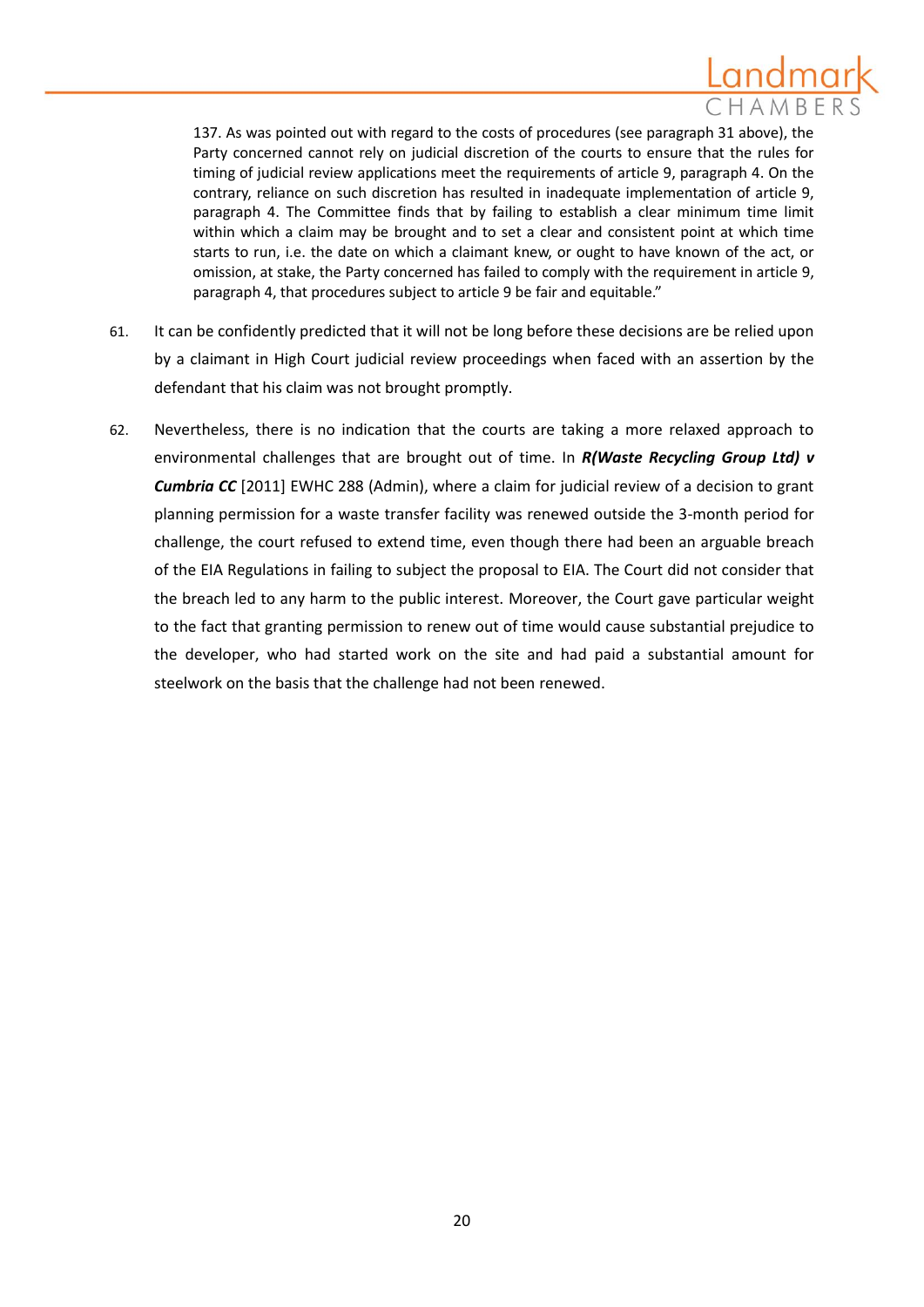> 137. As was pointed out with regard to the costs of procedures (see paragraph 31 above), the Party concerned cannot rely on judicial discretion of the courts to ensure that the rules for timing of judicial review applications meet the requirements of article 9, paragraph 4. On the contrary, reliance on such discretion has resulted in inadequate implementation of article 9, paragraph 4. The Committee finds that by failing to establish a clear minimum time limit within which a claim may be brought and to set a clear and consistent point at which time starts to run, i.e. the date on which a claimant knew, or ought to have known of the act, or omission, at stake, the Party concerned has failed to comply with the requirement in article 9, paragraph 4, that procedures subject to article 9 be fair and equitable."

61. It can be confidently predicted that it will not be long before these decisions are be relied upon by a claimant in High Court judicial review proceedings when faced with an assertion by the defendant that his claim was not brought promptly.

62. Nevertheless, there is no indication that the courts are taking a more relaxed approach to environmental challenges that are brought out of time. In ***R(Waste Recycling Group Ltd) v Cumbria CC*** [2011] EWHC 288 (Admin), where a claim for judicial review of a decision to grant planning permission for a waste transfer facility was renewed outside the 3-month period for challenge, the court refused to extend time, even though there had been an arguable breach of the EIA Regulations in failing to subject the proposal to EIA. The Court did not consider that the breach led to any harm to the public interest. Moreover, the Court gave particular weight to the fact that granting permission to renew out of time would cause substantial prejudice to the developer, who had started work on the site and had paid a substantial amount for steelwork on the basis that the challenge had not been renewed.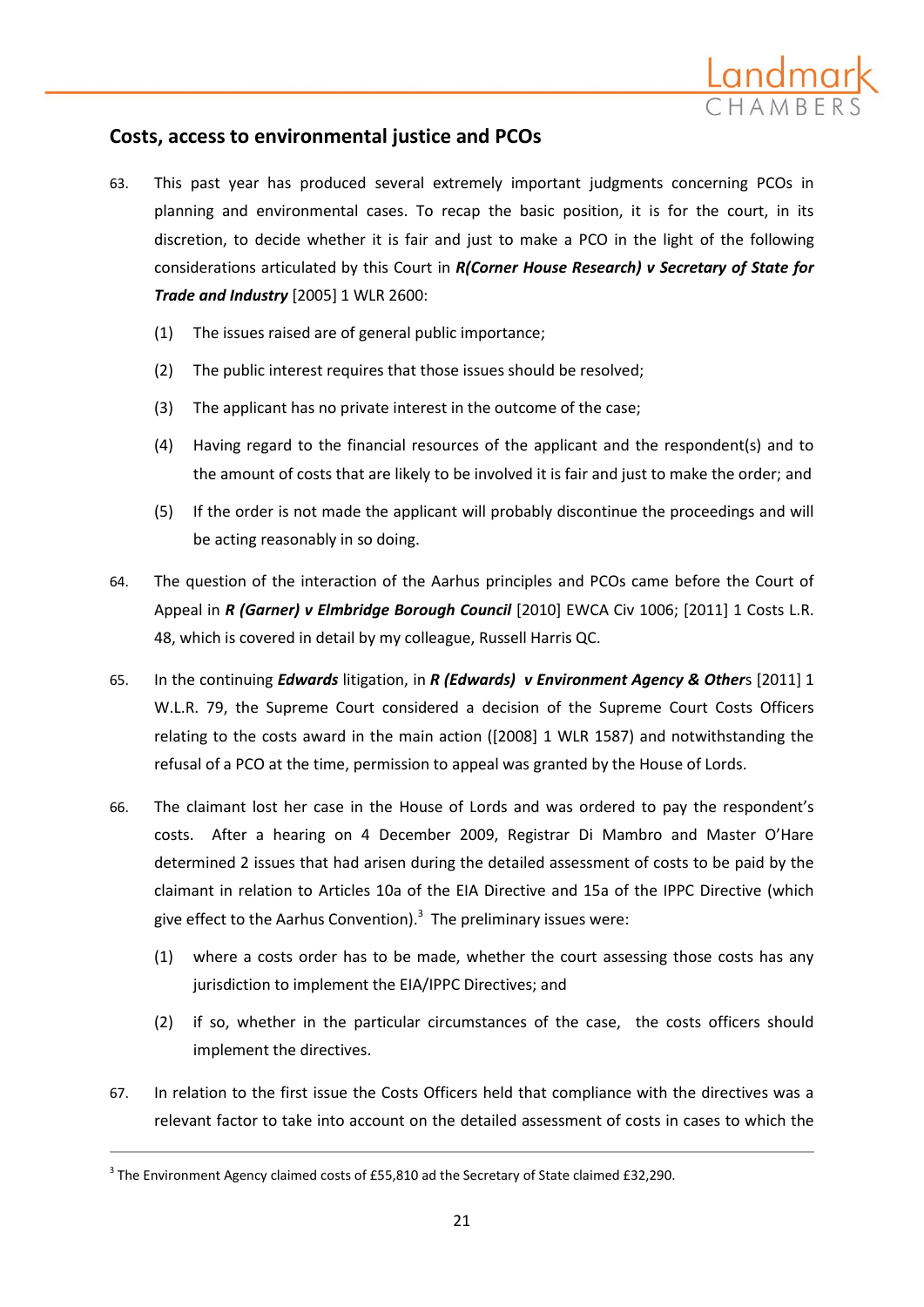## Costs, access to environmental justice and PCOs

63. This past year has produced several extremely important judgments concerning PCOs in planning and environmental cases. To recap the basic position, it is for the court, in its discretion, to decide whether it is fair and just to make a PCO in the light of the following considerations articulated by this Court in ***R(Corner House Research) v Secretary of State for Trade and Industry*** [2005] 1 WLR 2600:

    (1) The issues raised are of general public importance;

    (2) The public interest requires that those issues should be resolved;

    (3) The applicant has no private interest in the outcome of the case;

    (4) Having regard to the financial resources of the applicant and the respondent(s) and to the amount of costs that are likely to be involved it is fair and just to make the order; and

    (5) If the order is not made the applicant will probably discontinue the proceedings and will be acting reasonably in so doing.

64. The question of the interaction of the Aarhus principles and PCOs came before the Court of Appeal in ***R (Garner) v Elmbridge Borough Council*** [2010] EWCA Civ 1006; [2011] 1 Costs L.R. 48, which is covered in detail by my colleague, Russell Harris QC.

65. In the continuing ***Edwards*** litigation, in ***R (Edwards) v Environment Agency & Other***s [2011] 1 W.L.R. 79, the Supreme Court considered a decision of the Supreme Court Costs Officers relating to the costs award in the main action ([2008] 1 WLR 1587) and notwithstanding the refusal of a PCO at the time, permission to appeal was granted by the House of Lords.

66. The claimant lost her case in the House of Lords and was ordered to pay the respondent's costs. After a hearing on 4 December 2009, Registrar Di Mambro and Master O'Hare determined 2 issues that had arisen during the detailed assessment of costs to be paid by the claimant in relation to Articles 10a of the EIA Directive and 15a of the IPPC Directive (which give effect to the Aarhus Convention).[3] The preliminary issues were:

    (1) where a costs order has to be made, whether the court assessing those costs has any jurisdiction to implement the EIA/IPPC Directives; and

    (2) if so, whether in the particular circumstances of the case, the costs officers should implement the directives.

67. In relation to the first issue the Costs Officers held that compliance with the directives was a relevant factor to take into account on the detailed assessment of costs in cases to which the

---

[3] The Environment Agency claimed costs of £55,810 ad the Secretary of State claimed £32,290.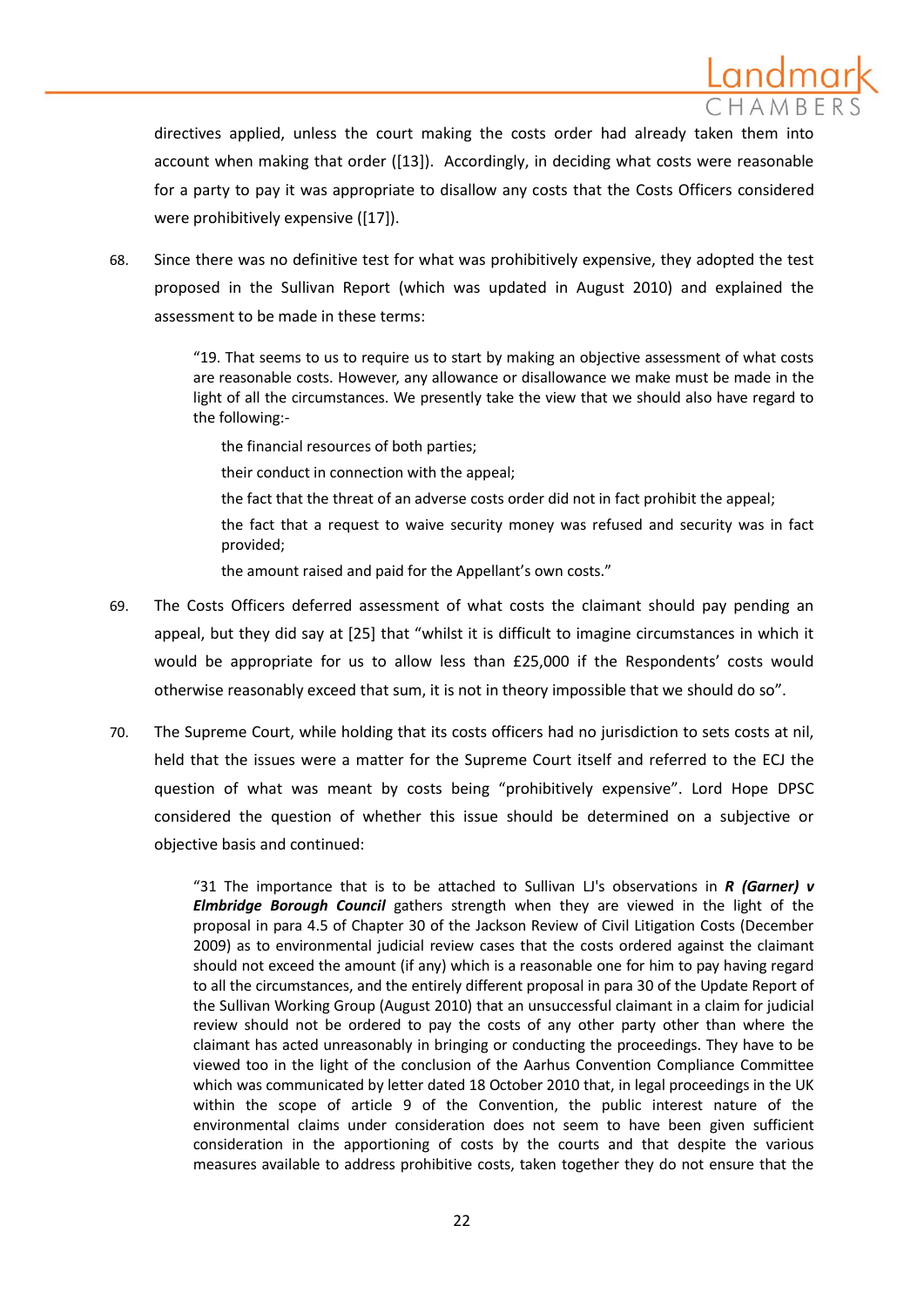directives applied, unless the court making the costs order had already taken them into account when making that order ([13]). Accordingly, in deciding what costs were reasonable for a party to pay it was appropriate to disallow any costs that the Costs Officers considered were prohibitively expensive ([17]).

68. Since there was no definitive test for what was prohibitively expensive, they adopted the test proposed in the Sullivan Report (which was updated in August 2010) and explained the assessment to be made in these terms:

> "19. That seems to us to require us to start by making an objective assessment of what costs are reasonable costs. However, any allowance or disallowance we make must be made in the light of all the circumstances. We presently take the view that we should also have regard to the following:-
>
> the financial resources of both parties;
>
> their conduct in connection with the appeal;
>
> the fact that the threat of an adverse costs order did not in fact prohibit the appeal;
>
> the fact that a request to waive security money was refused and security was in fact provided;
>
> the amount raised and paid for the Appellant's own costs."

69. The Costs Officers deferred assessment of what costs the claimant should pay pending an appeal, but they did say at [25] that "whilst it is difficult to imagine circumstances in which it would be appropriate for us to allow less than £25,000 if the Respondents' costs would otherwise reasonably exceed that sum, it is not in theory impossible that we should do so".

70. The Supreme Court, while holding that its costs officers had no jurisdiction to sets costs at nil, held that the issues were a matter for the Supreme Court itself and referred to the ECJ the question of what was meant by costs being "prohibitively expensive". Lord Hope DPSC considered the question of whether this issue should be determined on a subjective or objective basis and continued:

> "31 The importance that is to be attached to Sullivan LJ's observations in ***R (Garner) v Elmbridge Borough Council*** gathers strength when they are viewed in the light of the proposal in para 4.5 of Chapter 30 of the Jackson Review of Civil Litigation Costs (December 2009) as to environmental judicial review cases that the costs ordered against the claimant should not exceed the amount (if any) which is a reasonable one for him to pay having regard to all the circumstances, and the entirely different proposal in para 30 of the Update Report of the Sullivan Working Group (August 2010) that an unsuccessful claimant in a claim for judicial review should not be ordered to pay the costs of any other party other than where the claimant has acted unreasonably in bringing or conducting the proceedings. They have to be viewed too in the light of the conclusion of the Aarhus Convention Compliance Committee which was communicated by letter dated 18 October 2010 that, in legal proceedings in the UK within the scope of article 9 of the Convention, the public interest nature of the environmental claims under consideration does not seem to have been given sufficient consideration in the apportioning of costs by the courts and that despite the various measures available to address prohibitive costs, taken together they do not ensure that the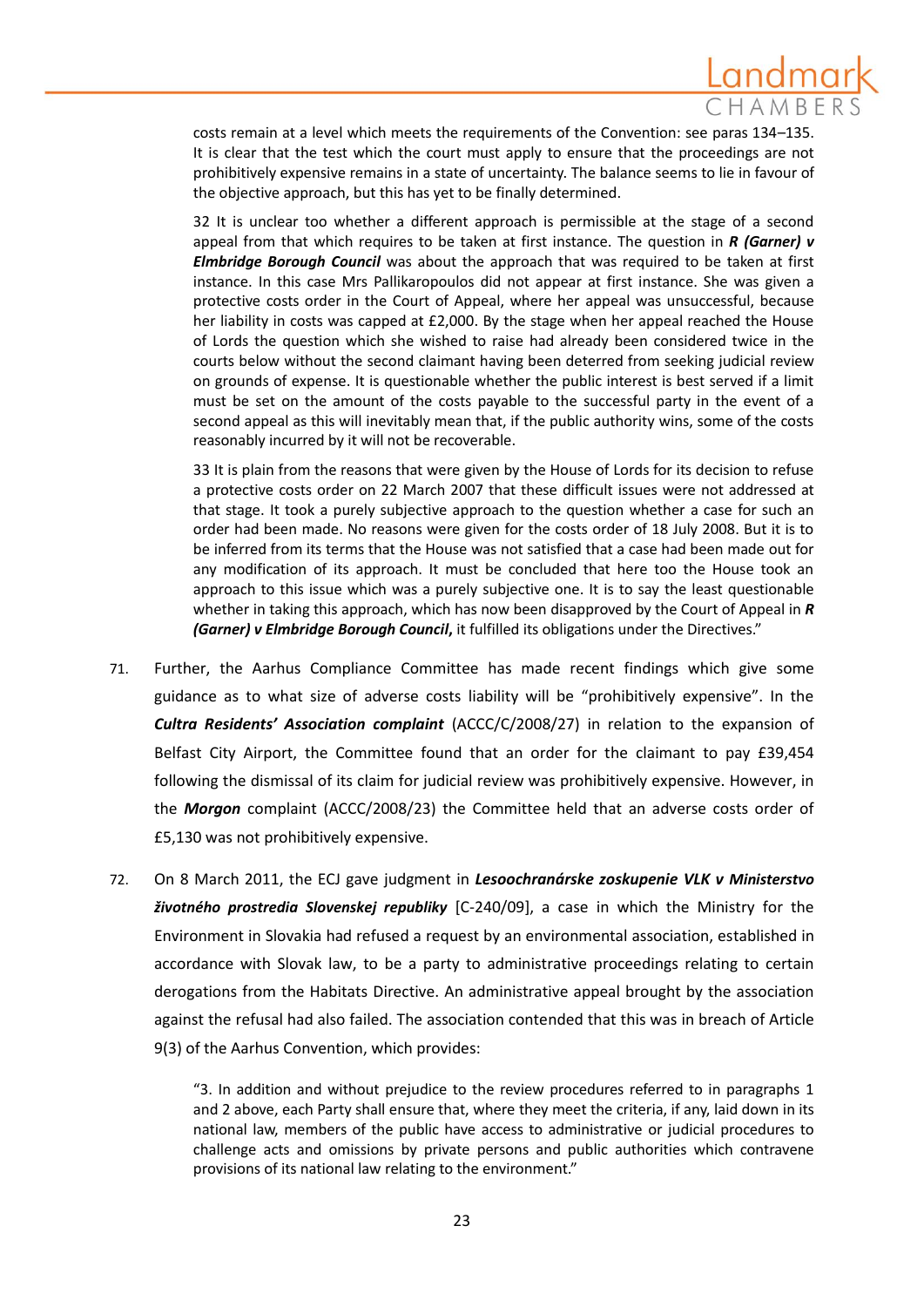> costs remain at a level which meets the requirements of the Convention: see paras 134–135. It is clear that the test which the court must apply to ensure that the proceedings are not prohibitively expensive remains in a state of uncertainty. The balance seems to lie in favour of the objective approach, but this has yet to be finally determined.
>
> 32 It is unclear too whether a different approach is permissible at the stage of a second appeal from that which requires to be taken at first instance. The question in ***R (Garner) v Elmbridge Borough Council*** was about the approach that was required to be taken at first instance. In this case Mrs Pallikaropoulos did not appear at first instance. She was given a protective costs order in the Court of Appeal, where her appeal was unsuccessful, because her liability in costs was capped at £2,000. By the stage when her appeal reached the House of Lords the question which she wished to raise had already been considered twice in the courts below without the second claimant having been deterred from seeking judicial review on grounds of expense. It is questionable whether the public interest is best served if a limit must be set on the amount of the costs payable to the successful party in the event of a second appeal as this will inevitably mean that, if the public authority wins, some of the costs reasonably incurred by it will not be recoverable.
>
> 33 It is plain from the reasons that were given by the House of Lords for its decision to refuse a protective costs order on 22 March 2007 that these difficult issues were not addressed at that stage. It took a purely subjective approach to the question whether a case for such an order had been made. No reasons were given for the costs order of 18 July 2008. But it is to be inferred from its terms that the House was not satisfied that a case had been made out for any modification of its approach. It must be concluded that here too the House took an approach to this issue which was a purely subjective one. It is to say the least questionable whether in taking this approach, which has now been disapproved by the Court of Appeal in ***R (Garner) v Elmbridge Borough Council***, it fulfilled its obligations under the Directives."

71. Further, the Aarhus Compliance Committee has made recent findings which give some guidance as to what size of adverse costs liability will be "prohibitively expensive". In the ***Cultra Residents' Association complaint*** (ACCC/C/2008/27) in relation to the expansion of Belfast City Airport, the Committee found that an order for the claimant to pay £39,454 following the dismissal of its claim for judicial review was prohibitively expensive. However, in the ***Morgon*** complaint (ACCC/2008/23) the Committee held that an adverse costs order of £5,130 was not prohibitively expensive.

72. On 8 March 2011, the ECJ gave judgment in ***Lesoochranárske zoskupenie VLK v Ministerstvo životného prostredia Slovenskej republiky*** [C-240/09], a case in which the Ministry for the Environment in Slovakia had refused a request by an environmental association, established in accordance with Slovak law, to be a party to administrative proceedings relating to certain derogations from the Habitats Directive. An administrative appeal brought by the association against the refusal had also failed. The association contended that this was in breach of Article 9(3) of the Aarhus Convention, which provides:

> "3. In addition and without prejudice to the review procedures referred to in paragraphs 1 and 2 above, each Party shall ensure that, where they meet the criteria, if any, laid down in its national law, members of the public have access to administrative or judicial procedures to challenge acts and omissions by private persons and public authorities which contravene provisions of its national law relating to the environment."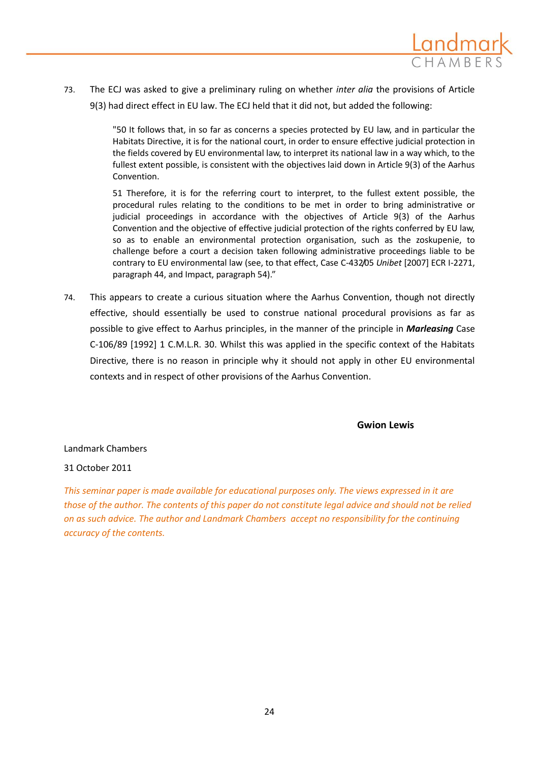73. The ECJ was asked to give a preliminary ruling on whether *inter alia* the provisions of Article 9(3) had direct effect in EU law. The ECJ held that it did not, but added the following:

> "50 It follows that, in so far as concerns a species protected by EU law, and in particular the Habitats Directive, it is for the national court, in order to ensure effective judicial protection in the fields covered by EU environmental law, to interpret its national law in a way which, to the fullest extent possible, is consistent with the objectives laid down in Article 9(3) of the Aarhus Convention.
>
> 51 Therefore, it is for the referring court to interpret, to the fullest extent possible, the procedural rules relating to the conditions to be met in order to bring administrative or judicial proceedings in accordance with the objectives of Article 9(3) of the Aarhus Convention and the objective of effective judicial protection of the rights conferred by EU law, so as to enable an environmental protection organisation, such as the zoskupenie, to challenge before a court a decision taken following administrative proceedings liable to be contrary to EU environmental law (see, to that effect, Case C-432/05 *Unibet* [2007] ECR I-2271, paragraph 44, and Impact, paragraph 54)."

74. This appears to create a curious situation where the Aarhus Convention, though not directly effective, should essentially be used to construe national procedural provisions as far as possible to give effect to Aarhus principles, in the manner of the principle in ***Marleasing*** Case C-106/89 [1992] 1 C.M.L.R. 30. Whilst this was applied in the specific context of the Habitats Directive, there is no reason in principle why it should not apply in other EU environmental contexts and in respect of other provisions of the Aarhus Convention.

**Gwion Lewis**

Landmark Chambers

31 October 2011

*This seminar paper is made available for educational purposes only. The views expressed in it are those of the author. The contents of this paper do not constitute legal advice and should not be relied on as such advice. The author and Landmark Chambers accept no responsibility for the continuing accuracy of the contents.*